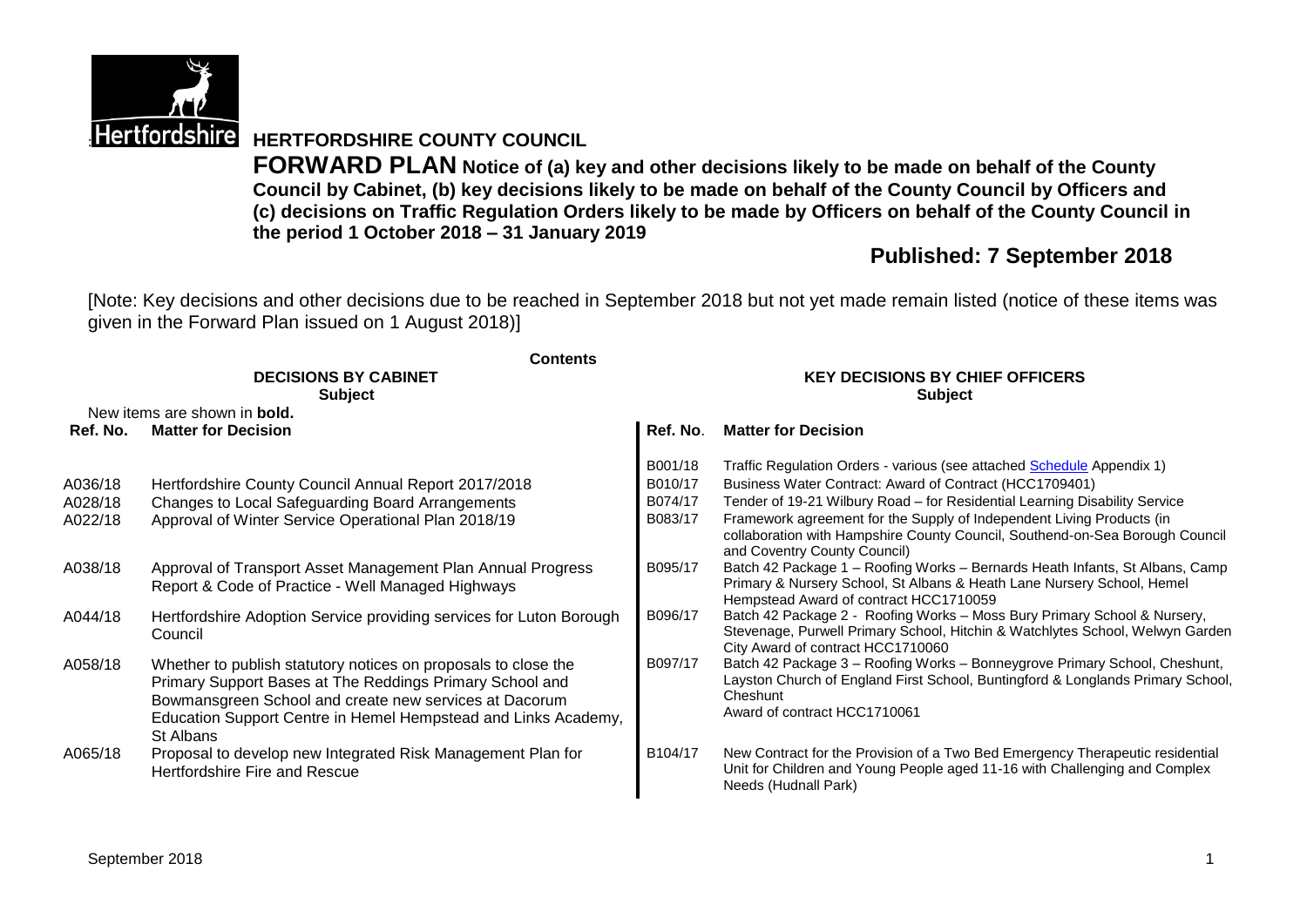# HERTFORDSHIRE COUNTY COUNCIL

**FORWARD PLAN Notice of (a) key and other decisions likely to be made on behalf of the County Council by Cabinet, (b) key decisions likely to be made on behalf of the County Council by Officers and (c) decisions on Traffic Regulation Orders likely to be made by Officers on behalf of the County Council in the period 1 October 2018 – 31 January 2019**

## Published: 7 September 2018

[Note: Key decisions and other decisions due to be reached in September 2018 but not yet made remain listed (notice of these items was given in the Forward Plan issued on 1 August 2018)]

**Contents**

**DECISIONS BY CABINET**
**Subject**

New items are shown in **bold.**

| Ref. No. | Matter for Decision |
|---|---|
| A036/18 | Hertfordshire County Council Annual Report 2017/2018 |
| A028/18 | Changes to Local Safeguarding Board Arrangements |
| A022/18 | Approval of Winter Service Operational Plan 2018/19 |
| A038/18 | Approval of Transport Asset Management Plan Annual Progress Report & Code of Practice - Well Managed Highways |
| A044/18 | Hertfordshire Adoption Service providing services for Luton Borough Council |
| A058/18 | Whether to publish statutory notices on proposals to close the Primary Support Bases at The Reddings Primary School and Bowmansgreen School and create new services at Dacorum Education Support Centre in Hemel Hempstead and Links Academy, St Albans |
| A065/18 | Proposal to develop new Integrated Risk Management Plan for Hertfordshire Fire and Rescue |

**KEY DECISIONS BY CHIEF OFFICERS**
**Subject**

| Ref. No. | Matter for Decision |
|---|---|
| B001/18 | Traffic Regulation Orders - various (see attached Schedule Appendix 1) |
| B010/17 | Business Water Contract: Award of Contract (HCC1709401) |
| B074/17 | Tender of 19-21 Wilbury Road – for Residential Learning Disability Service |
| B083/17 | Framework agreement for the Supply of Independent Living Products (in collaboration with Hampshire County Council, Southend-on-Sea Borough Council and Coventry County Council) |
| B095/17 | Batch 42 Package 1 – Roofing Works – Bernards Heath Infants, St Albans, Camp Primary & Nursery School, St Albans & Heath Lane Nursery School, Hemel Hempstead Award of contract HCC1710059 |
| B096/17 | Batch 42 Package 2 - Roofing Works – Moss Bury Primary School & Nursery, Stevenage, Purwell Primary School, Hitchin & Watchlytes School, Welwyn Garden City Award of contract HCC1710060 |
| B097/17 | Batch 42 Package 3 – Roofing Works – Bonneygrove Primary School, Cheshunt, Layston Church of England First School, Buntingford & Longlands Primary School, Cheshunt Award of contract HCC1710061 |
| B104/17 | New Contract for the Provision of a Two Bed Emergency Therapeutic residential Unit for Children and Young People aged 11-16 with Challenging and Complex Needs (Hudnall Park) |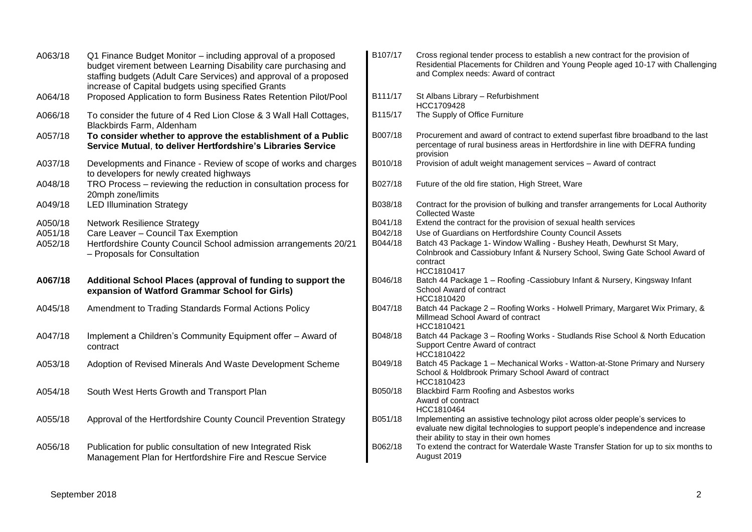| | |
|---|---|
| A063/18 | Q1 Finance Budget Monitor – including approval of a proposed budget virement between Learning Disability care purchasing and staffing budgets (Adult Care Services) and approval of a proposed increase of Capital budgets using specified Grants |
| A064/18 | Proposed Application to form Business Rates Retention Pilot/Pool |
| A066/18 | To consider the future of 4 Red Lion Close & 3 Wall Hall Cottages, Blackbirds Farm, Aldenham |
| A057/18 | **To consider whether to approve the establishment of a Public Service Mutual, to deliver Hertfordshire's Libraries Service** |
| A037/18 | Developments and Finance - Review of scope of works and charges to developers for newly created highways |
| A048/18 | TRO Process – reviewing the reduction in consultation process for 20mph zone/limits |
| A049/18 | LED Illumination Strategy |
| A050/18 | Network Resilience Strategy |
| A051/18 | Care Leaver – Council Tax Exemption |
| A052/18 | Hertfordshire County Council School admission arrangements 20/21 – Proposals for Consultation |
| **A067/18** | **Additional School Places (approval of funding to support the expansion of Watford Grammar School for Girls)** |
| A045/18 | Amendment to Trading Standards Formal Actions Policy |
| A047/18 | Implement a Children's Community Equipment offer – Award of contract |
| A053/18 | Adoption of Revised Minerals And Waste Development Scheme |
| A054/18 | South West Herts Growth and Transport Plan |
| A055/18 | Approval of the Hertfordshire County Council Prevention Strategy |
| A056/18 | Publication for public consultation of new Integrated Risk Management Plan for Hertfordshire Fire and Rescue Service |

| | |
|---|---|
| B107/17 | Cross regional tender process to establish a new contract for the provision of Residential Placements for Children and Young People aged 10-17 with Challenging and Complex needs: Award of contract |
| B111/17 | St Albans Library – Refurbishment HCC1709428 |
| B115/17 | The Supply of Office Furniture |
| B007/18 | Procurement and award of contract to extend superfast fibre broadband to the last percentage of rural business areas in Hertfordshire in line with DEFRA funding provision |
| B010/18 | Provision of adult weight management services – Award of contract |
| B027/18 | Future of the old fire station, High Street, Ware |
| B038/18 | Contract for the provision of bulking and transfer arrangements for Local Authority Collected Waste |
| B041/18 | Extend the contract for the provision of sexual health services |
| B042/18 | Use of Guardians on Hertfordshire County Council Assets |
| B044/18 | Batch 43 Package 1- Window Walling - Bushey Heath, Dewhurst St Mary, Colnbrook and Cassiobury Infant & Nursery School, Swing Gate School Award of contract HCC1810417 |
| B046/18 | Batch 44 Package 1 – Roofing -Cassiobury Infant & Nursery, Kingsway Infant School Award of contract HCC1810420 |
| B047/18 | Batch 44 Package 2 – Roofing Works - Holwell Primary, Margaret Wix Primary, & Millmead School Award of contract HCC1810421 |
| B048/18 | Batch 44 Package 3 – Roofing Works - Studlands Rise School & North Education Support Centre Award of contract HCC1810422 |
| B049/18 | Batch 45 Package 1 – Mechanical Works - Watton-at-Stone Primary and Nursery School & Holdbrook Primary School Award of contract HCC1810423 |
| B050/18 | Blackbird Farm Roofing and Asbestos works Award of contract HCC1810464 |
| B051/18 | Implementing an assistive technology pilot across older people's services to evaluate new digital technologies to support people's independence and increase their ability to stay in their own homes |
| B062/18 | To extend the contract for Waterdale Waste Transfer Station for up to six months to August 2019 |

September 2018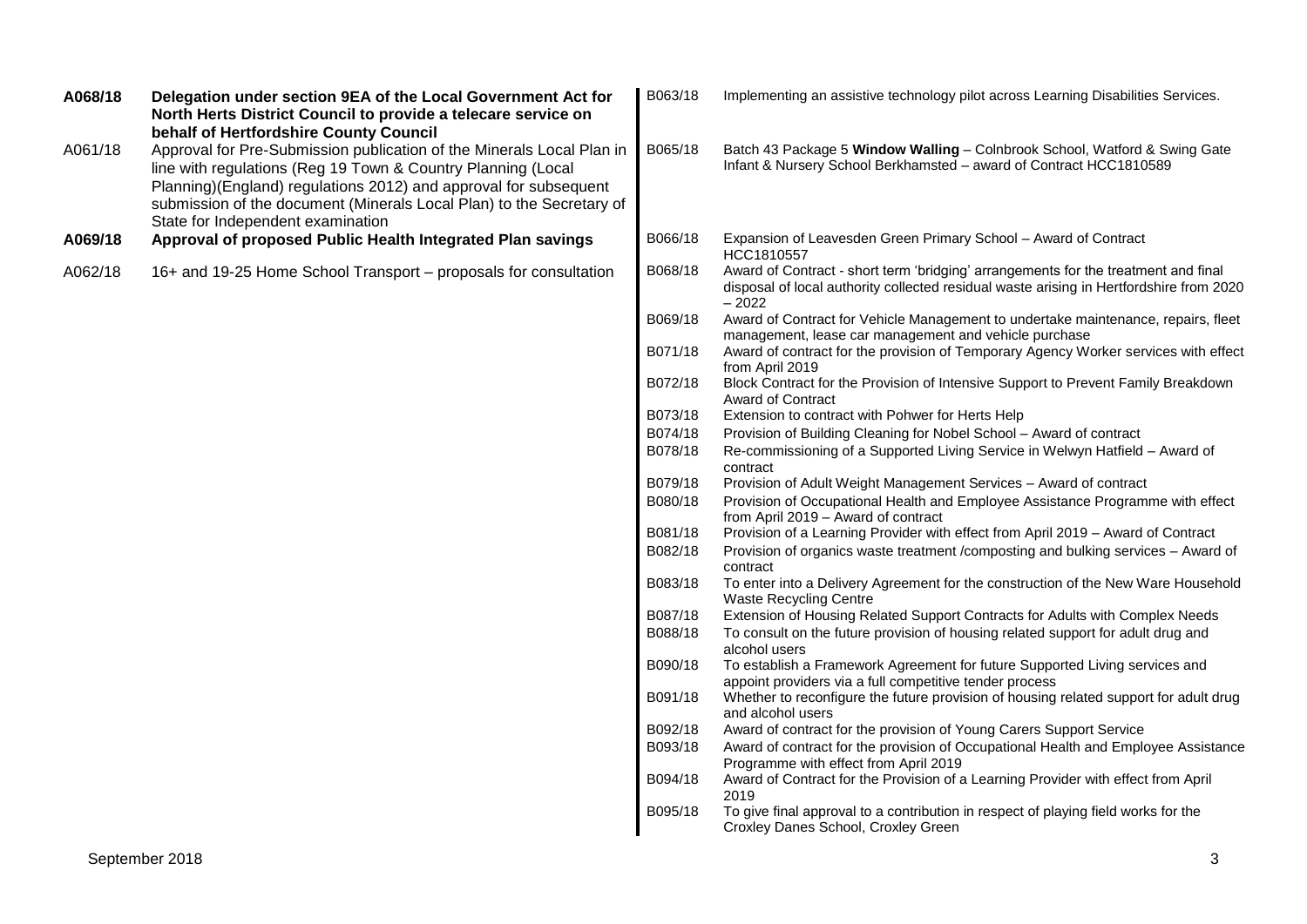**A068/18** **Delegation under section 9EA of the Local Government Act for North Herts District Council to provide a telecare service on behalf of Hertfordshire County Council**

A061/18 Approval for Pre-Submission publication of the Minerals Local Plan in line with regulations (Reg 19 Town & Country Planning (Local Planning)(England) regulations 2012) and approval for subsequent submission of the document (Minerals Local Plan) to the Secretary of State for Independent examination

**A069/18** **Approval of proposed Public Health Integrated Plan savings**

A062/18 16+ and 19-25 Home School Transport – proposals for consultation

B063/18 Implementing an assistive technology pilot across Learning Disabilities Services.

B065/18 Batch 43 Package 5 **Window Walling** – Colnbrook School, Watford & Swing Gate Infant & Nursery School Berkhamsted – award of Contract HCC1810589

B066/18 Expansion of Leavesden Green Primary School – Award of Contract HCC1810557

B068/18 Award of Contract - short term 'bridging' arrangements for the treatment and final disposal of local authority collected residual waste arising in Hertfordshire from 2020 – 2022

B069/18 Award of Contract for Vehicle Management to undertake maintenance, repairs, fleet management, lease car management and vehicle purchase

B071/18 Award of contract for the provision of Temporary Agency Worker services with effect from April 2019

B072/18 Block Contract for the Provision of Intensive Support to Prevent Family Breakdown Award of Contract

B073/18 Extension to contract with Pohwer for Herts Help

B074/18 Provision of Building Cleaning for Nobel School – Award of contract

B078/18 Re-commissioning of a Supported Living Service in Welwyn Hatfield – Award of contract

B079/18 Provision of Adult Weight Management Services – Award of contract

B080/18 Provision of Occupational Health and Employee Assistance Programme with effect from April 2019 – Award of contract

B081/18 Provision of a Learning Provider with effect from April 2019 – Award of Contract

B082/18 Provision of organics waste treatment /composting and bulking services – Award of contract

B083/18 To enter into a Delivery Agreement for the construction of the New Ware Household Waste Recycling Centre

B087/18 Extension of Housing Related Support Contracts for Adults with Complex Needs

B088/18 To consult on the future provision of housing related support for adult drug and alcohol users

B090/18 To establish a Framework Agreement for future Supported Living services and appoint providers via a full competitive tender process

B091/18 Whether to reconfigure the future provision of housing related support for adult drug and alcohol users

B092/18 Award of contract for the provision of Young Carers Support Service

B093/18 Award of contract for the provision of Occupational Health and Employee Assistance Programme with effect from April 2019

B094/18 Award of Contract for the Provision of a Learning Provider with effect from April 2019

B095/18 To give final approval to a contribution in respect of playing field works for the Croxley Danes School, Croxley Green

September 2018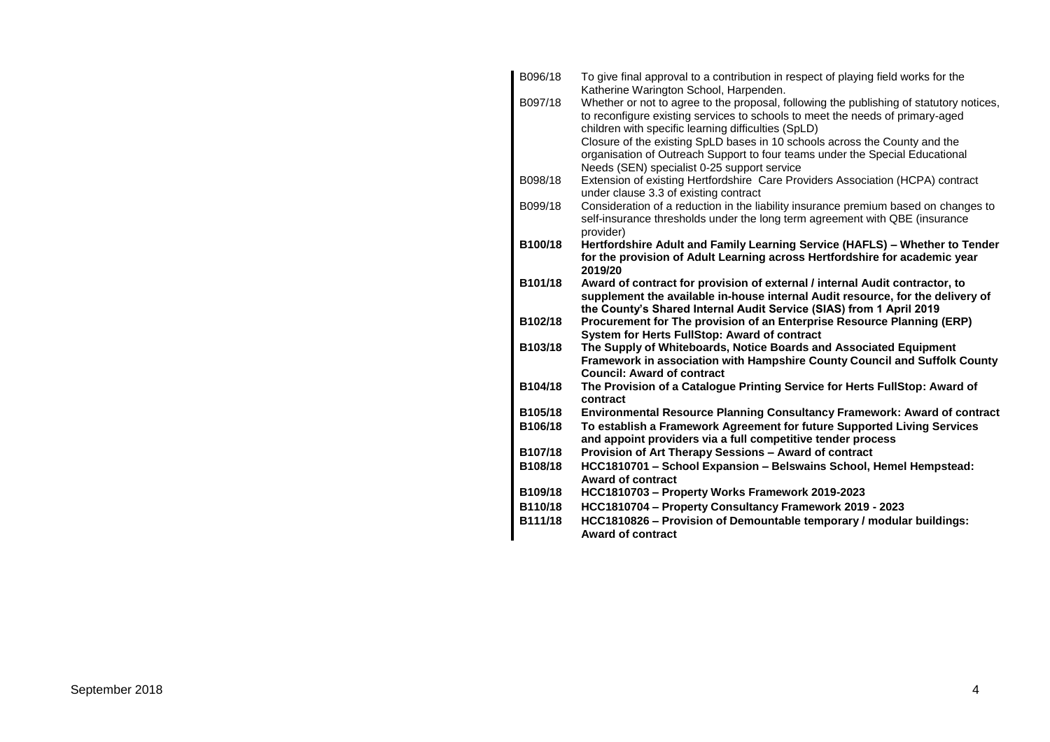| | |
|---|---|
| B096/18 | To give final approval to a contribution in respect of playing field works for the Katherine Warington School, Harpenden. |
| B097/18 | Whether or not to agree to the proposal, following the publishing of statutory notices, to reconfigure existing services to schools to meet the needs of primary-aged children with specific learning difficulties (SpLD)<br>Closure of the existing SpLD bases in 10 schools across the County and the organisation of Outreach Support to four teams under the Special Educational Needs (SEN) specialist 0-25 support service |
| B098/18 | Extension of existing Hertfordshire Care Providers Association (HCPA) contract under clause 3.3 of existing contract |
| B099/18 | Consideration of a reduction in the liability insurance premium based on changes to self-insurance thresholds under the long term agreement with QBE (insurance provider) |
| **B100/18** | **Hertfordshire Adult and Family Learning Service (HAFLS) – Whether to Tender for the provision of Adult Learning across Hertfordshire for academic year 2019/20** |
| **B101/18** | **Award of contract for provision of external / internal Audit contractor, to supplement the available in-house internal Audit resource, for the delivery of the County's Shared Internal Audit Service (SIAS) from 1 April 2019** |
| **B102/18** | **Procurement for The provision of an Enterprise Resource Planning (ERP) System for Herts FullStop: Award of contract** |
| **B103/18** | **The Supply of Whiteboards, Notice Boards and Associated Equipment Framework in association with Hampshire County Council and Suffolk County Council: Award of contract** |
| **B104/18** | **The Provision of a Catalogue Printing Service for Herts FullStop: Award of contract** |
| **B105/18** | **Environmental Resource Planning Consultancy Framework: Award of contract** |
| **B106/18** | **To establish a Framework Agreement for future Supported Living Services and appoint providers via a full competitive tender process** |
| **B107/18** | **Provision of Art Therapy Sessions – Award of contract** |
| **B108/18** | **HCC1810701 – School Expansion – Belswains School, Hemel Hempstead: Award of contract** |
| **B109/18** | **HCC1810703 – Property Works Framework 2019-2023** |
| **B110/18** | **HCC1810704 – Property Consultancy Framework 2019 - 2023** |
| **B111/18** | **HCC1810826 – Provision of Demountable temporary / modular buildings: Award of contract** |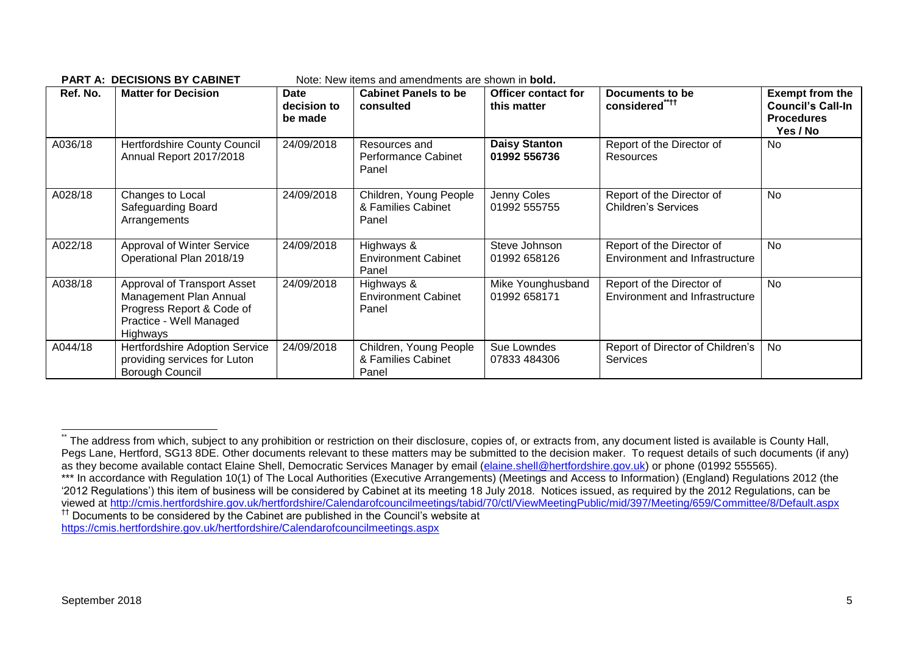**PART A: DECISIONS BY CABINET** Note: New items and amendments are shown in **bold.**

| Ref. No. | Matter for Decision | Date decision to be made | Cabinet Panels to be consulted | Officer contact for this matter | Documents to be considered[**††] | Exempt from the Council's Call-In Procedures Yes / No |
|---|---|---|---|---|---|---|
| A036/18 | Hertfordshire County Council Annual Report 2017/2018 | 24/09/2018 | Resources and Performance Cabinet Panel | **Daisy Stanton 01992 556736** | Report of the Director of Resources | No |
| A028/18 | Changes to Local Safeguarding Board Arrangements | 24/09/2018 | Children, Young People & Families Cabinet Panel | Jenny Coles 01992 555755 | Report of the Director of Children's Services | No |
| A022/18 | Approval of Winter Service Operational Plan 2018/19 | 24/09/2018 | Highways & Environment Cabinet Panel | Steve Johnson 01992 658126 | Report of the Director of Environment and Infrastructure | No |
| A038/18 | Approval of Transport Asset Management Plan Annual Progress Report & Code of Practice - Well Managed Highways | 24/09/2018 | Highways & Environment Cabinet Panel | Mike Younghusband 01992 658171 | Report of the Director of Environment and Infrastructure | No |
| A044/18 | Hertfordshire Adoption Service providing services for Luton Borough Council | 24/09/2018 | Children, Young People & Families Cabinet Panel | Sue Lowndes 07833 484306 | Report of Director of Children's Services | No |

[**] The address from which, subject to any prohibition or restriction on their disclosure, copies of, or extracts from, any document listed is available is County Hall, Pegs Lane, Hertford, SG13 8DE. Other documents relevant to these matters may be submitted to the decision maker. To request details of such documents (if any) as they become available contact Elaine Shell, Democratic Services Manager by email (elaine.shell@hertfordshire.gov.uk) or phone (01992 555565).

[***] In accordance with Regulation 10(1) of The Local Authorities (Executive Arrangements) (Meetings and Access to Information) (England) Regulations 2012 (the '2012 Regulations') this item of business will be considered by Cabinet at its meeting 18 July 2018. Notices issued, as required by the 2012 Regulations, can be viewed at http://cmis.hertfordshire.gov.uk/hertfordshire/Calendarofcouncilmeetings/tabid/70/ctl/ViewMeetingPublic/mid/397/Meeting/659/Committee/8/Default.aspx

[††] Documents to be considered by the Cabinet are published in the Council's website at https://cmis.hertfordshire.gov.uk/hertfordshire/Calendarofcouncilmeetings.aspx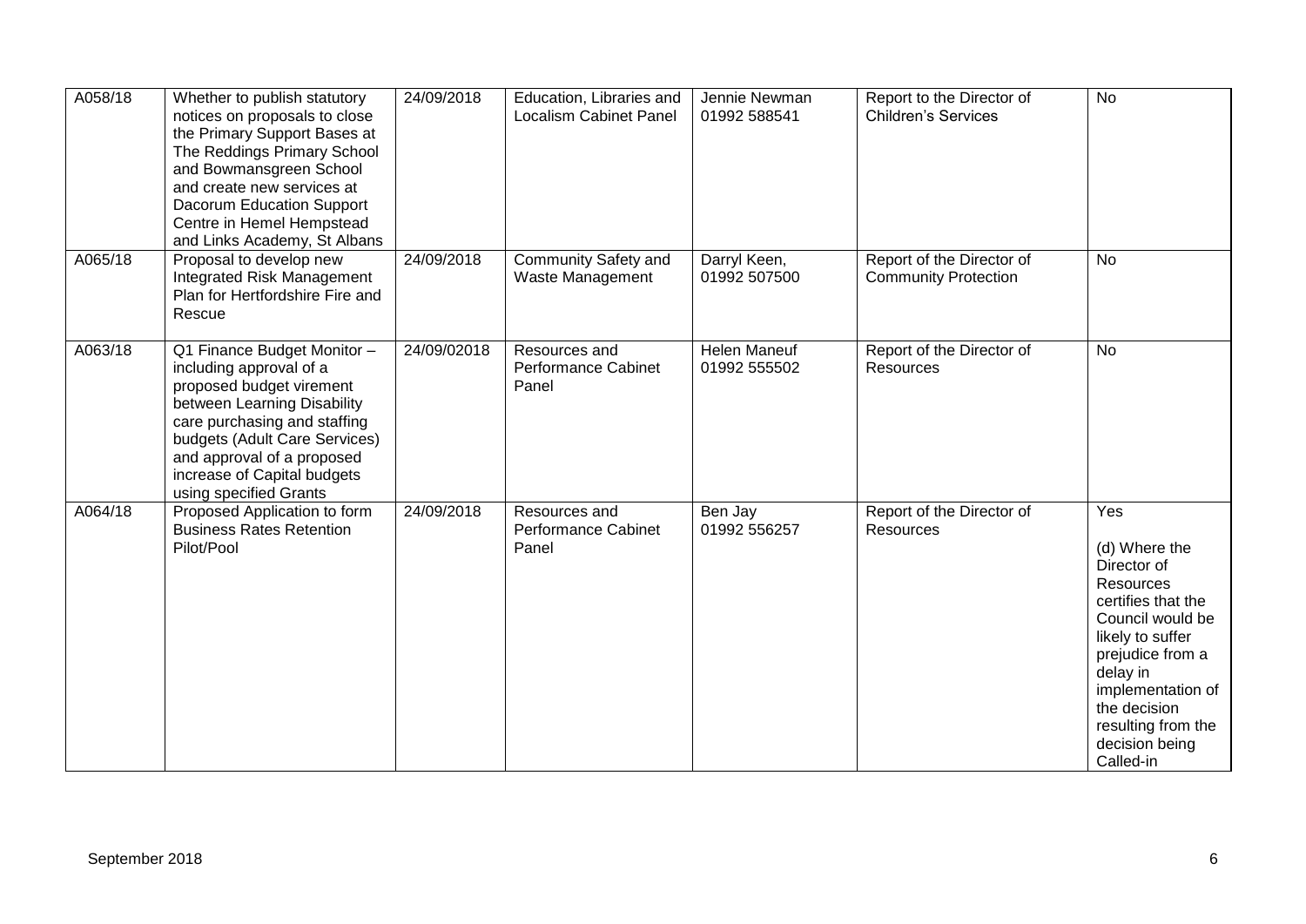| A058/18 | Whether to publish statutory notices on proposals to close the Primary Support Bases at The Reddings Primary School and Bowmansgreen School and create new services at Dacorum Education Support Centre in Hemel Hempstead and Links Academy, St Albans | 24/09/2018 | Education, Libraries and Localism Cabinet Panel | Jennie Newman 01992 588541 | Report to the Director of Children's Services | No |
|---|---|---|---|---|---|---|
| A065/18 | Proposal to develop new Integrated Risk Management Plan for Hertfordshire Fire and Rescue | 24/09/2018 | Community Safety and Waste Management | Darryl Keen, 01992 507500 | Report of the Director of Community Protection | No |
| A063/18 | Q1 Finance Budget Monitor – including approval of a proposed budget virement between Learning Disability care purchasing and staffing budgets (Adult Care Services) and approval of a proposed increase of Capital budgets using specified Grants | 24/09/02018 | Resources and Performance Cabinet Panel | Helen Maneuf 01992 555502 | Report of the Director of Resources | No |
| A064/18 | Proposed Application to form Business Rates Retention Pilot/Pool | 24/09/2018 | Resources and Performance Cabinet Panel | Ben Jay 01992 556257 | Report of the Director of Resources | Yes<br><br>(d) Where the Director of Resources certifies that the Council would be likely to suffer prejudice from a delay in implementation of the decision resulting from the decision being Called-in |

September 2018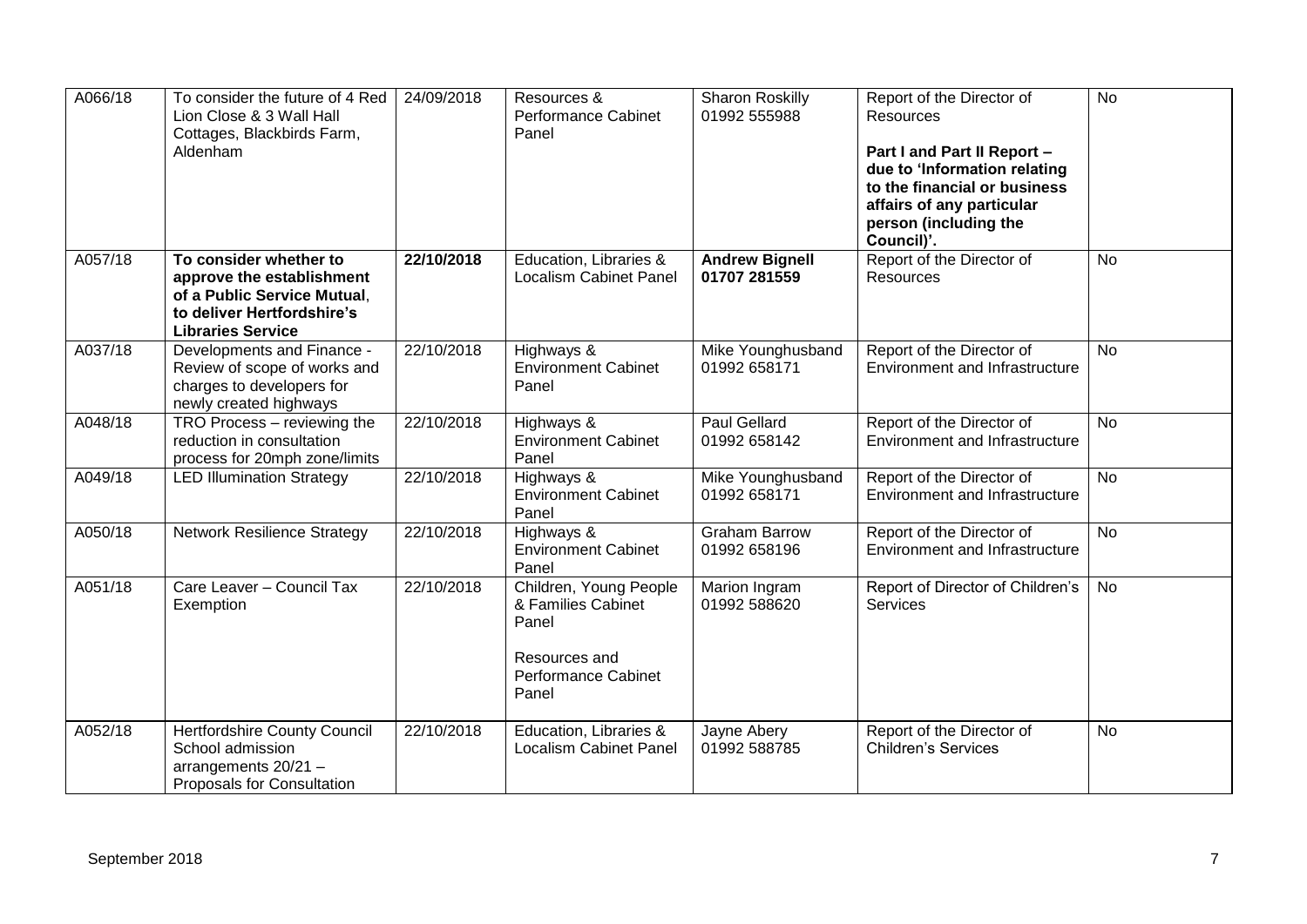| | | | | | | |
|---|---|---|---|---|---|---|
| A066/18 | To consider the future of 4 Red Lion Close & 3 Wall Hall Cottages, Blackbirds Farm, Aldenham | 24/09/2018 | Resources & Performance Cabinet Panel | Sharon Roskilly 01992 555988 | Report of the Director of Resources<br><br>**Part I and Part II Report – due to 'Information relating to the financial or business affairs of any particular person (including the Council)'.** | No |
| A057/18 | **To consider whether to approve the establishment of a Public Service Mutual, to deliver Hertfordshire's Libraries Service** | **22/10/2018** | Education, Libraries & Localism Cabinet Panel | **Andrew Bignell 01707 281559** | Report of the Director of Resources | No |
| A037/18 | Developments and Finance - Review of scope of works and charges to developers for newly created highways | 22/10/2018 | Highways & Environment Cabinet Panel | Mike Younghusband 01992 658171 | Report of the Director of Environment and Infrastructure | No |
| A048/18 | TRO Process – reviewing the reduction in consultation process for 20mph zone/limits | 22/10/2018 | Highways & Environment Cabinet Panel | Paul Gellard 01992 658142 | Report of the Director of Environment and Infrastructure | No |
| A049/18 | LED Illumination Strategy | 22/10/2018 | Highways & Environment Cabinet Panel | Mike Younghusband 01992 658171 | Report of the Director of Environment and Infrastructure | No |
| A050/18 | Network Resilience Strategy | 22/10/2018 | Highways & Environment Cabinet Panel | Graham Barrow 01992 658196 | Report of the Director of Environment and Infrastructure | No |
| A051/18 | Care Leaver – Council Tax Exemption | 22/10/2018 | Children, Young People & Families Cabinet Panel<br><br>Resources and Performance Cabinet Panel | Marion Ingram 01992 588620 | Report of Director of Children's Services | No |
| A052/18 | Hertfordshire County Council School admission arrangements 20/21 – Proposals for Consultation | 22/10/2018 | Education, Libraries & Localism Cabinet Panel | Jayne Abery 01992 588785 | Report of the Director of Children's Services | No |

September 2018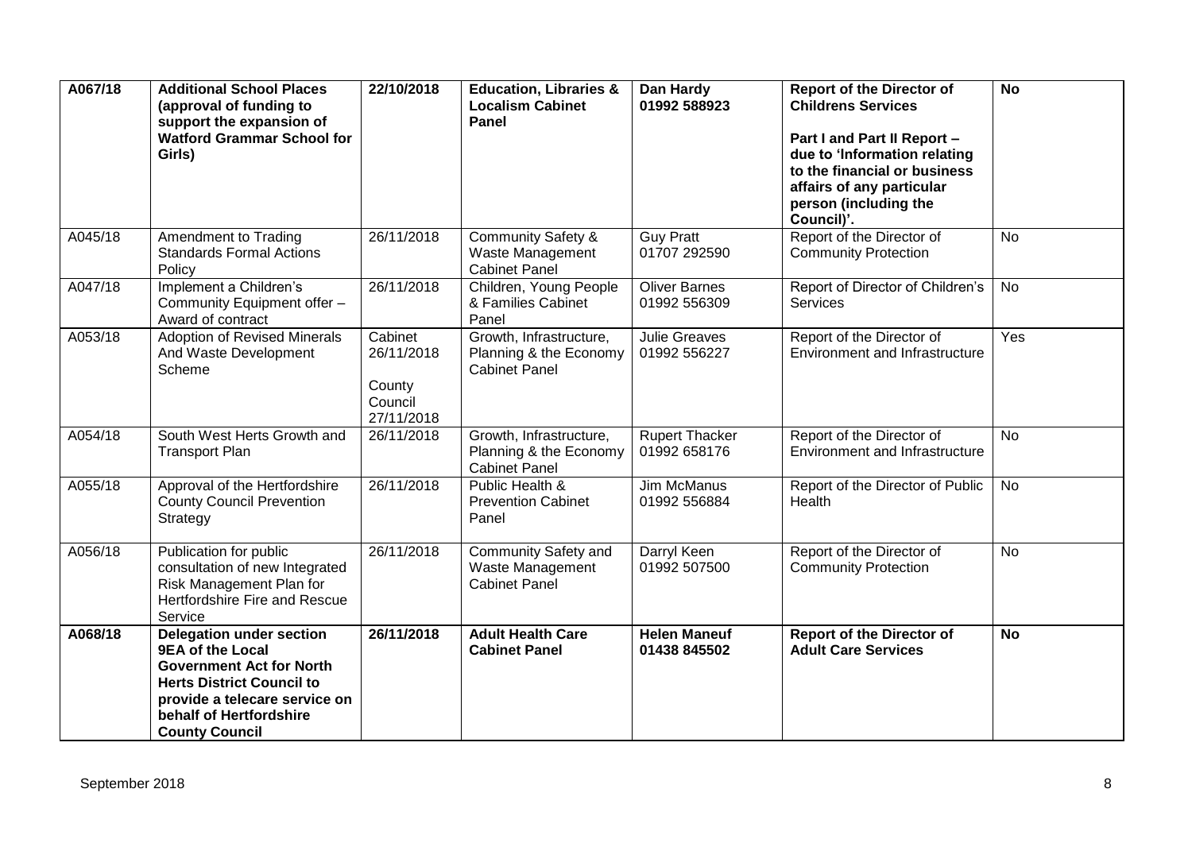| A067/18 | **Additional School Places (approval of funding to support the expansion of Watford Grammar School for Girls)** | **22/10/2018** | **Education, Libraries & Localism Cabinet Panel** | **Dan Hardy 01992 588923** | **Report of the Director of Childrens Services**<br><br>**Part I and Part II Report – due to 'Information relating to the financial or business affairs of any particular person (including the Council)'.** | **No** |
|---|---|---|---|---|---|---|
| A045/18 | Amendment to Trading Standards Formal Actions Policy | 26/11/2018 | Community Safety & Waste Management Cabinet Panel | Guy Pratt 01707 292590 | Report of the Director of Community Protection | No |
| A047/18 | Implement a Children's Community Equipment offer – Award of contract | 26/11/2018 | Children, Young People & Families Cabinet Panel | Oliver Barnes 01992 556309 | Report of Director of Children's Services | No |
| A053/18 | Adoption of Revised Minerals And Waste Development Scheme | Cabinet 26/11/2018<br><br>County Council 27/11/2018 | Growth, Infrastructure, Planning & the Economy Cabinet Panel | Julie Greaves 01992 556227 | Report of the Director of Environment and Infrastructure | Yes |
| A054/18 | South West Herts Growth and Transport Plan | 26/11/2018 | Growth, Infrastructure, Planning & the Economy Cabinet Panel | Rupert Thacker 01992 658176 | Report of the Director of Environment and Infrastructure | No |
| A055/18 | Approval of the Hertfordshire County Council Prevention Strategy | 26/11/2018 | Public Health & Prevention Cabinet Panel | Jim McManus 01992 556884 | Report of the Director of Public Health | No |
| A056/18 | Publication for public consultation of new Integrated Risk Management Plan for Hertfordshire Fire and Rescue Service | 26/11/2018 | Community Safety and Waste Management Cabinet Panel | Darryl Keen 01992 507500 | Report of the Director of Community Protection | No |
| **A068/18** | **Delegation under section 9EA of the Local Government Act for North Herts District Council to provide a telecare service on behalf of Hertfordshire County Council** | **26/11/2018** | **Adult Health Care Cabinet Panel** | **Helen Maneuf 01438 845502** | **Report of the Director of Adult Care Services** | **No** |

September 2018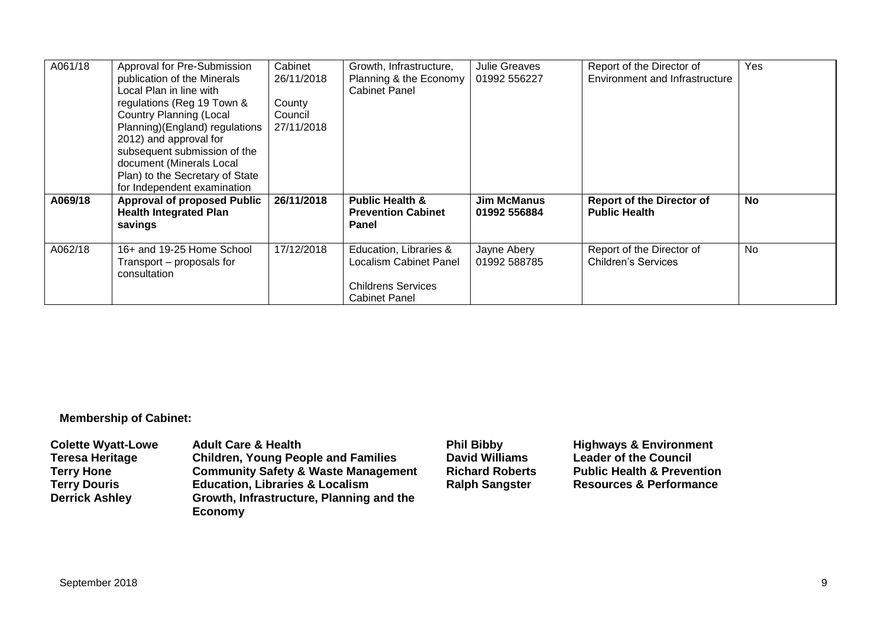| A061/18 | Approval for Pre-Submission publication of the Minerals Local Plan in line with regulations (Reg 19 Town & Country Planning (Local Planning)(England) regulations 2012) and approval for subsequent submission of the document (Minerals Local Plan) to the Secretary of State for Independent examination | Cabinet 26/11/2018<br><br>County Council 27/11/2018 | Growth, Infrastructure, Planning & the Economy Cabinet Panel | Julie Greaves 01992 556227 | Report of the Director of Environment and Infrastructure | Yes |
|---|---|---|---|---|---|---|
| **A069/18** | **Approval of proposed Public Health Integrated Plan savings** | **26/11/2018** | **Public Health & Prevention Cabinet Panel** | **Jim McManus 01992 556884** | **Report of the Director of Public Health** | **No** |
| A062/18 | 16+ and 19-25 Home School Transport – proposals for consultation | 17/12/2018 | Education, Libraries & Localism Cabinet Panel<br><br>Childrens Services Cabinet Panel | Jayne Abery 01992 588785 | Report of the Director of Children's Services | No |

**Membership of Cabinet:**

| | | | |
|---|---|---|---|
| **Colette Wyatt-Lowe** | **Adult Care & Health** | **Phil Bibby** | **Highways & Environment** |
| **Teresa Heritage** | **Children, Young People and Families** | **David Williams** | **Leader of the Council** |
| **Terry Hone** | **Community Safety & Waste Management** | **Richard Roberts** | **Public Health & Prevention** |
| **Terry Douris** | **Education, Libraries & Localism** | **Ralph Sangster** | **Resources & Performance** |
| **Derrick Ashley** | **Growth, Infrastructure, Planning and the Economy** | | |

September 2018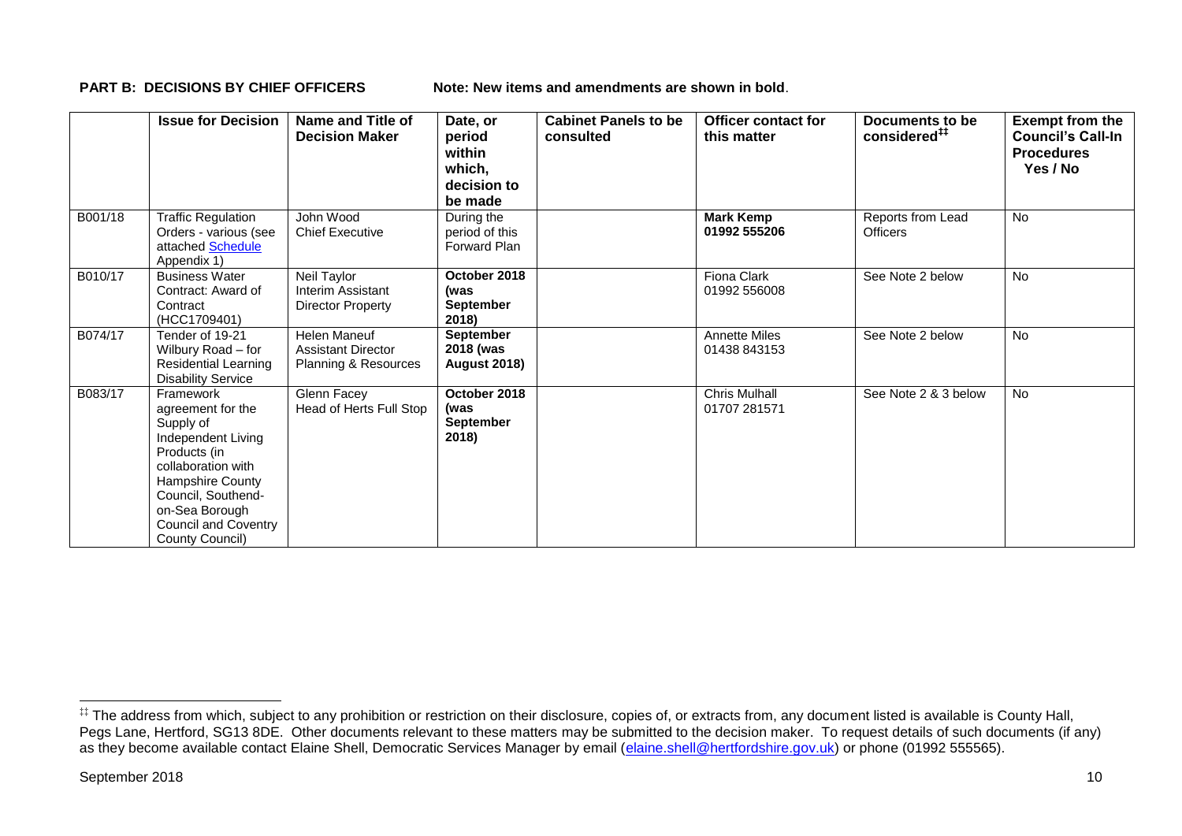**PART B: DECISIONS BY CHIEF OFFICERS** Note: New items and amendments are shown in **bold**.

| | Issue for Decision | Name and Title of Decision Maker | Date, or period within which, decision to be made | Cabinet Panels to be consulted | Officer contact for this matter | Documents to be considered[‡‡] | Exempt from the Council's Call-In Procedures Yes / No |
|---|---|---|---|---|---|---|---|
| B001/18 | Traffic Regulation Orders - various (see attached Schedule Appendix 1) | John Wood Chief Executive | During the period of this Forward Plan | | **Mark Kemp 01992 555206** | Reports from Lead Officers | No |
| B010/17 | Business Water Contract: Award of Contract (HCC1709401) | Neil Taylor Interim Assistant Director Property | **October 2018 (was September 2018)** | | Fiona Clark 01992 556008 | See Note 2 below | No |
| B074/17 | Tender of 19-21 Wilbury Road – for Residential Learning Disability Service | Helen Maneuf Assistant Director Planning & Resources | **September 2018 (was August 2018)** | | Annette Miles 01438 843153 | See Note 2 below | No |
| B083/17 | Framework agreement for the Supply of Independent Living Products (in collaboration with Hampshire County Council, Southend-on-Sea Borough Council and Coventry County Council) | Glenn Facey Head of Herts Full Stop | **October 2018 (was September 2018)** | | Chris Mulhall 01707 281571 | See Note 2 & 3 below | No |

[‡‡] The address from which, subject to any prohibition or restriction on their disclosure, copies of, or extracts from, any document listed is available is County Hall, Pegs Lane, Hertford, SG13 8DE. Other documents relevant to these matters may be submitted to the decision maker. To request details of such documents (if any) as they become available contact Elaine Shell, Democratic Services Manager by email (elaine.shell@hertfordshire.gov.uk) or phone (01992 555565).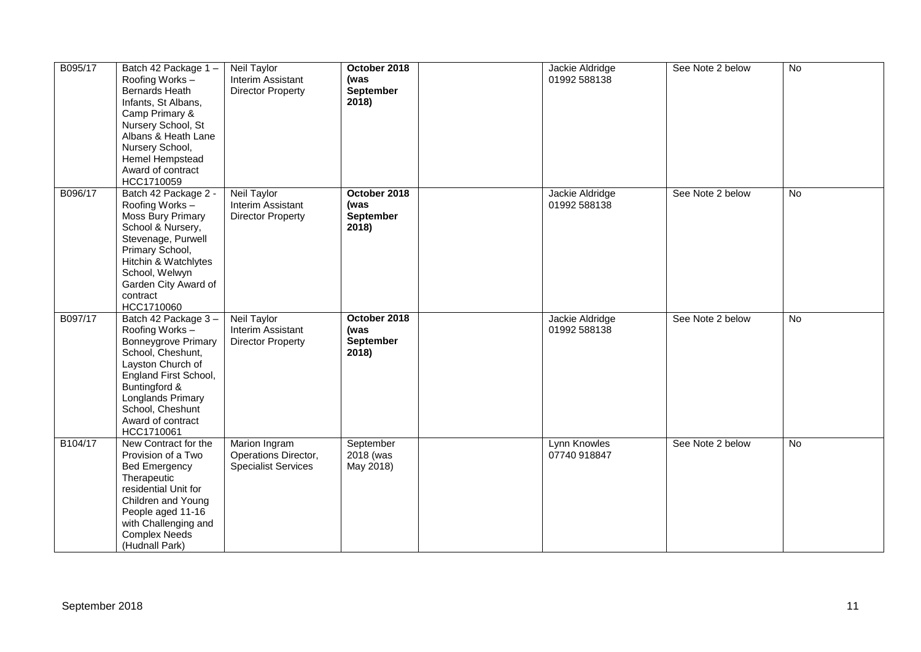| | | | | | | | |
|---|---|---|---|---|---|---|---|
| B095/17 | Batch 42 Package 1 – Roofing Works – Bernards Heath Infants, St Albans, Camp Primary & Nursery School, St Albans & Heath Lane Nursery School, Hemel Hempstead Award of contract HCC1710059 | Neil Taylor Interim Assistant Director Property | **October 2018 (was September 2018)** | | Jackie Aldridge 01992 588138 | See Note 2 below | No |
| B096/17 | Batch 42 Package 2 - Roofing Works – Moss Bury Primary School & Nursery, Stevenage, Purwell Primary School, Hitchin & Watchlytes School, Welwyn Garden City Award of contract HCC1710060 | Neil Taylor Interim Assistant Director Property | **October 2018 (was September 2018)** | | Jackie Aldridge 01992 588138 | See Note 2 below | No |
| B097/17 | Batch 42 Package 3 – Roofing Works – Bonneygrove Primary School, Cheshunt, Layston Church of England First School, Buntingford & Longlands Primary School, Cheshunt Award of contract HCC1710061 | Neil Taylor Interim Assistant Director Property | **October 2018 (was September 2018)** | | Jackie Aldridge 01992 588138 | See Note 2 below | No |
| B104/17 | New Contract for the Provision of a Two Bed Emergency Therapeutic residential Unit for Children and Young People aged 11-16 with Challenging and Complex Needs (Hudnall Park) | Marion Ingram Operations Director, Specialist Services | September 2018 (was May 2018) | | Lynn Knowles 07740 918847 | See Note 2 below | No |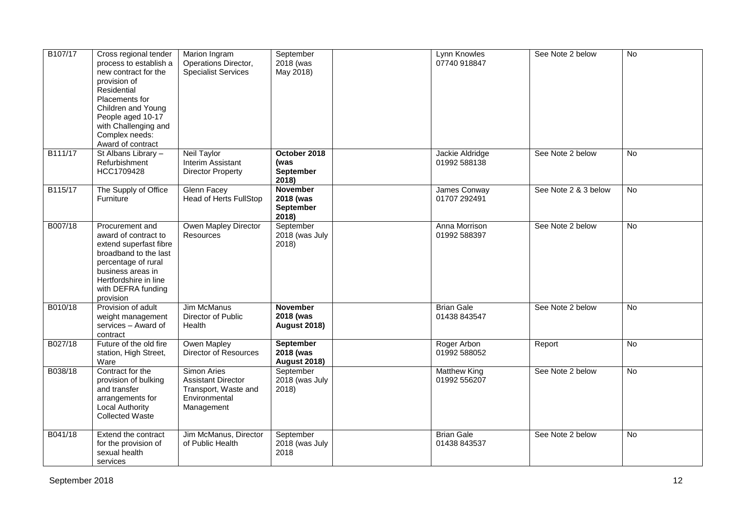| | | | | | | | |
|---|---|---|---|---|---|---|---|
| B107/17 | Cross regional tender process to establish a new contract for the provision of Residential Placements for Children and Young People aged 10-17 with Challenging and Complex needs: Award of contract | Marion Ingram Operations Director, Specialist Services | September 2018 (was May 2018) | | Lynn Knowles 07740 918847 | See Note 2 below | No |
| B111/17 | St Albans Library – Refurbishment HCC1709428 | Neil Taylor Interim Assistant Director Property | **October 2018 (was September 2018)** | | Jackie Aldridge 01992 588138 | See Note 2 below | No |
| B115/17 | The Supply of Office Furniture | Glenn Facey Head of Herts FullStop | **November 2018 (was September 2018)** | | James Conway 01707 292491 | See Note 2 & 3 below | No |
| B007/18 | Procurement and award of contract to extend superfast fibre broadband to the last percentage of rural business areas in Hertfordshire in line with DEFRA funding provision | Owen Mapley Director Resources | September 2018 (was July 2018) | | Anna Morrison 01992 588397 | See Note 2 below | No |
| B010/18 | Provision of adult weight management services – Award of contract | Jim McManus Director of Public Health | **November 2018 (was August 2018)** | | Brian Gale 01438 843547 | See Note 2 below | No |
| B027/18 | Future of the old fire station, High Street, Ware | Owen Mapley Director of Resources | **September 2018 (was August 2018)** | | Roger Arbon 01992 588052 | Report | No |
| B038/18 | Contract for the provision of bulking and transfer arrangements for Local Authority Collected Waste | Simon Aries Assistant Director Transport, Waste and Environmental Management | September 2018 (was July 2018) | | Matthew King 01992 556207 | See Note 2 below | No |
| B041/18 | Extend the contract for the provision of sexual health services | Jim McManus, Director of Public Health | September 2018 (was July 2018 | | Brian Gale 01438 843537 | See Note 2 below | No |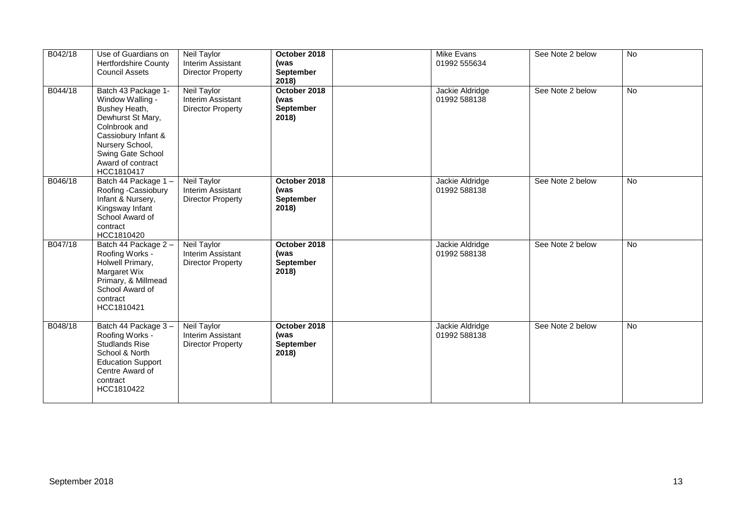| | | | | | | | |
|---|---|---|---|---|---|---|---|
| B042/18 | Use of Guardians on Hertfordshire County Council Assets | Neil Taylor Interim Assistant Director Property | **October 2018 (was September 2018)** | | Mike Evans 01992 555634 | See Note 2 below | No |
| B044/18 | Batch 43 Package 1- Window Walling - Bushey Heath, Dewhurst St Mary, Colnbrook and Cassiobury Infant & Nursery School, Swing Gate School Award of contract HCC1810417 | Neil Taylor Interim Assistant Director Property | **October 2018 (was September 2018)** | | Jackie Aldridge 01992 588138 | See Note 2 below | No |
| B046/18 | Batch 44 Package 1 – Roofing -Cassiobury Infant & Nursery, Kingsway Infant School Award of contract HCC1810420 | Neil Taylor Interim Assistant Director Property | **October 2018 (was September 2018)** | | Jackie Aldridge 01992 588138 | See Note 2 below | No |
| B047/18 | Batch 44 Package 2 – Roofing Works - Holwell Primary, Margaret Wix Primary, & Millmead School Award of contract HCC1810421 | Neil Taylor Interim Assistant Director Property | **October 2018 (was September 2018)** | | Jackie Aldridge 01992 588138 | See Note 2 below | No |
| B048/18 | Batch 44 Package 3 – Roofing Works - Studlands Rise School & North Education Support Centre Award of contract HCC1810422 | Neil Taylor Interim Assistant Director Property | **October 2018 (was September 2018)** | | Jackie Aldridge 01992 588138 | See Note 2 below | No |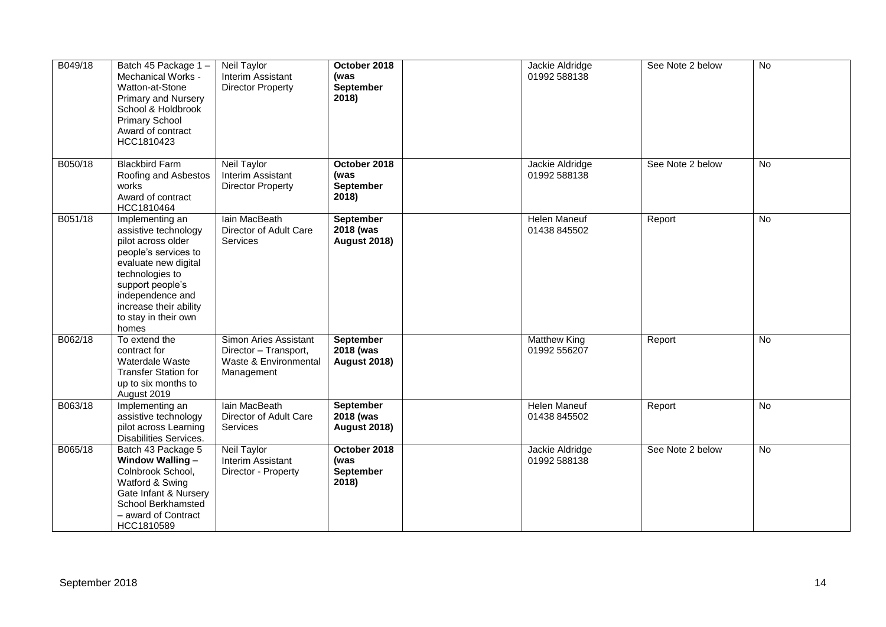| B049/18 | Batch 45 Package 1 – Mechanical Works - Watton-at-Stone Primary and Nursery School & Holdbrook Primary School Award of contract HCC1810423 | Neil Taylor Interim Assistant Director Property | **October 2018 (was September 2018)** | | Jackie Aldridge 01992 588138 | See Note 2 below | No |
|---|---|---|---|---|---|---|---|
| B050/18 | Blackbird Farm Roofing and Asbestos works Award of contract HCC1810464 | Neil Taylor Interim Assistant Director Property | **October 2018 (was September 2018)** | | Jackie Aldridge 01992 588138 | See Note 2 below | No |
| B051/18 | Implementing an assistive technology pilot across older people's services to evaluate new digital technologies to support people's independence and increase their ability to stay in their own homes | Iain MacBeath Director of Adult Care Services | **September 2018 (was August 2018)** | | Helen Maneuf 01438 845502 | Report | No |
| B062/18 | To extend the contract for Waterdale Waste Transfer Station for up to six months to August 2019 | Simon Aries Assistant Director – Transport, Waste & Environmental Management | **September 2018 (was August 2018)** | | Matthew King 01992 556207 | Report | No |
| B063/18 | Implementing an assistive technology pilot across Learning Disabilities Services. | Iain MacBeath Director of Adult Care Services | **September 2018 (was August 2018)** | | Helen Maneuf 01438 845502 | Report | No |
| B065/18 | Batch 43 Package 5 **Window Walling** – Colnbrook School, Watford & Swing Gate Infant & Nursery School Berkhamsted – award of Contract HCC1810589 | Neil Taylor Interim Assistant Director - Property | **October 2018 (was September 2018)** | | Jackie Aldridge 01992 588138 | See Note 2 below | No |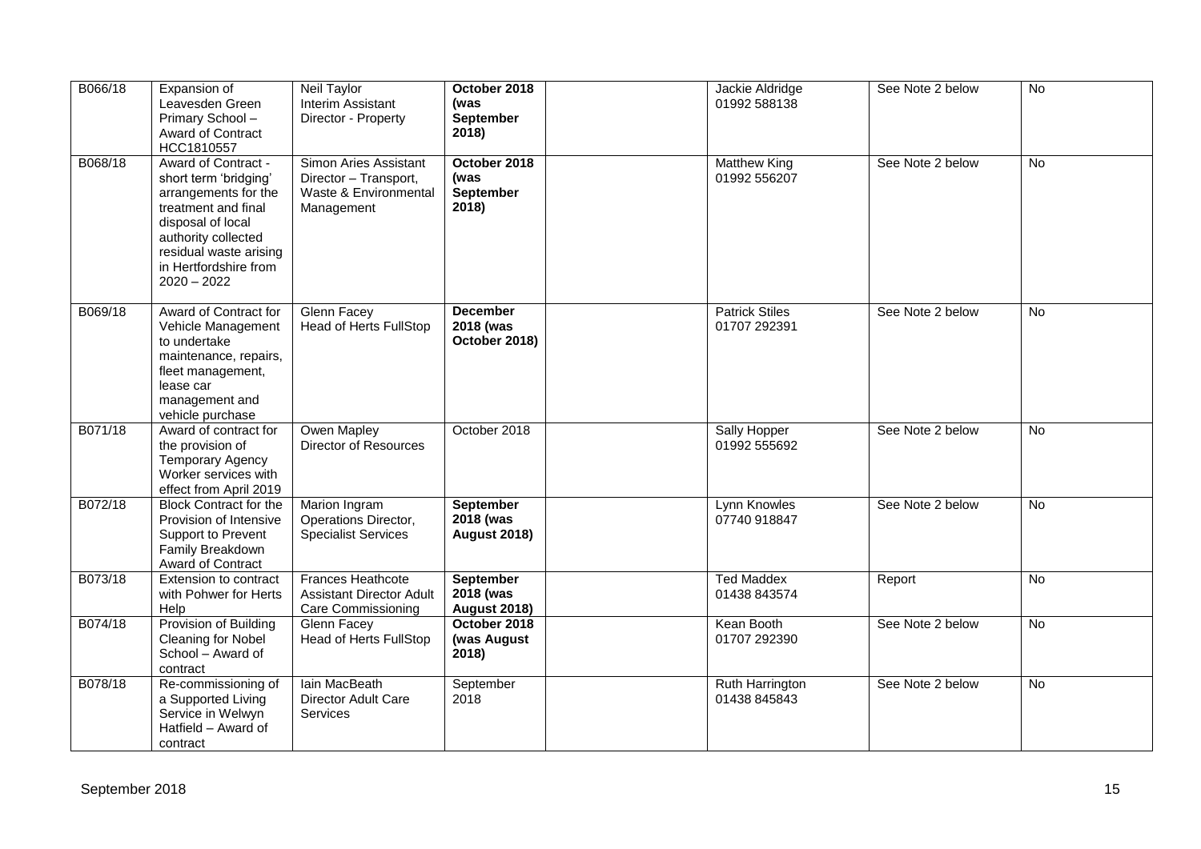| | | | | | | | |
|---|---|---|---|---|---|---|---|
| B066/18 | Expansion of Leavesden Green Primary School – Award of Contract HCC1810557 | Neil Taylor Interim Assistant Director - Property | **October 2018 (was September 2018)** | | Jackie Aldridge 01992 588138 | See Note 2 below | No |
| B068/18 | Award of Contract - short term 'bridging' arrangements for the treatment and final disposal of local authority collected residual waste arising in Hertfordshire from 2020 – 2022 | Simon Aries Assistant Director – Transport, Waste & Environmental Management | **October 2018 (was September 2018)** | | Matthew King 01992 556207 | See Note 2 below | No |
| B069/18 | Award of Contract for Vehicle Management to undertake maintenance, repairs, fleet management, lease car management and vehicle purchase | Glenn Facey Head of Herts FullStop | **December 2018 (was October 2018)** | | Patrick Stiles 01707 292391 | See Note 2 below | No |
| B071/18 | Award of contract for the provision of Temporary Agency Worker services with effect from April 2019 | Owen Mapley Director of Resources | October 2018 | | Sally Hopper 01992 555692 | See Note 2 below | No |
| B072/18 | Block Contract for the Provision of Intensive Support to Prevent Family Breakdown Award of Contract | Marion Ingram Operations Director, Specialist Services | **September 2018 (was August 2018)** | | Lynn Knowles 07740 918847 | See Note 2 below | No |
| B073/18 | Extension to contract with Pohwer for Herts Help | Frances Heathcote Assistant Director Adult Care Commissioning | **September 2018 (was August 2018)** | | Ted Maddex 01438 843574 | Report | No |
| B074/18 | Provision of Building Cleaning for Nobel School – Award of contract | Glenn Facey Head of Herts FullStop | **October 2018 (was August 2018)** | | Kean Booth 01707 292390 | See Note 2 below | No |
| B078/18 | Re-commissioning of a Supported Living Service in Welwyn Hatfield – Award of contract | Iain MacBeath Director Adult Care Services | September 2018 | | Ruth Harrington 01438 845843 | See Note 2 below | No |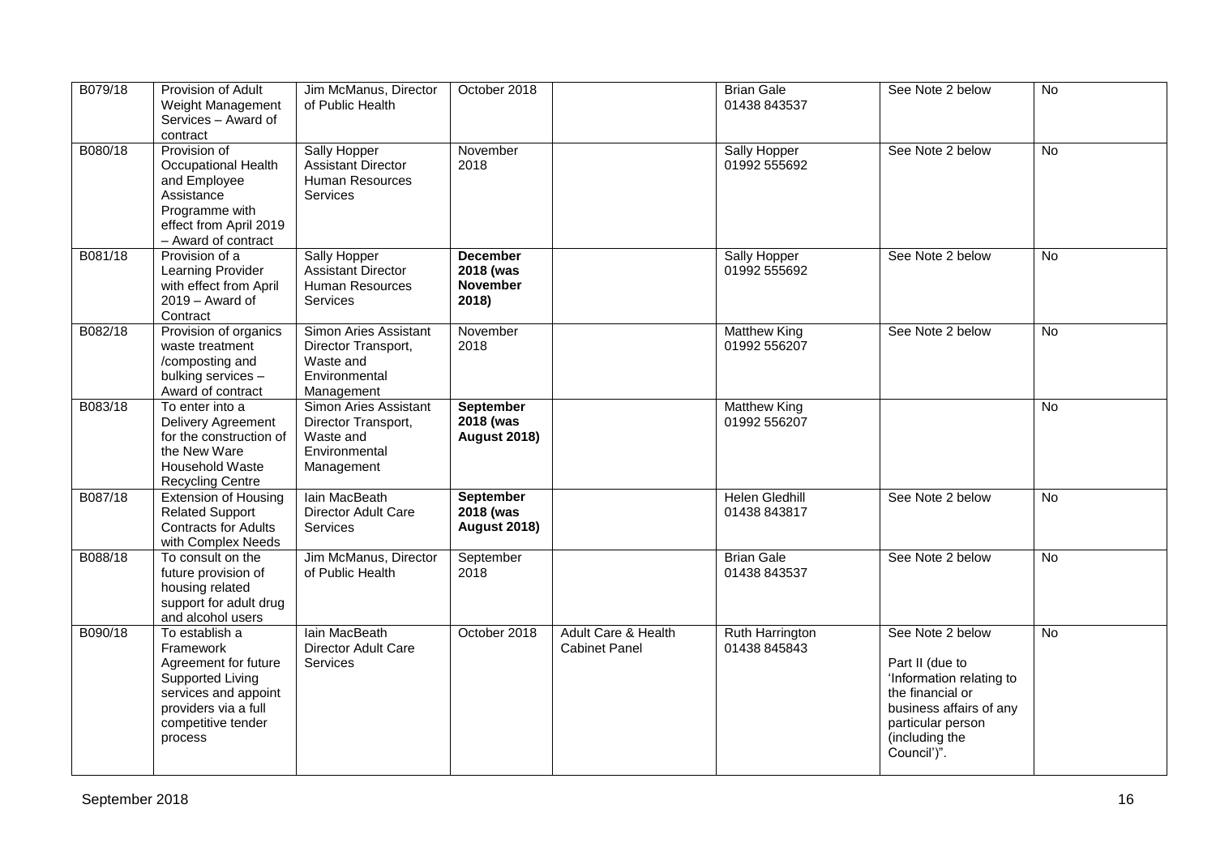| B079/18 | Provision of Adult Weight Management Services – Award of contract | Jim McManus, Director of Public Health | October 2018 | | Brian Gale 01438 843537 | See Note 2 below | No |
|---|---|---|---|---|---|---|---|
| B080/18 | Provision of Occupational Health and Employee Assistance Programme with effect from April 2019 – Award of contract | Sally Hopper Assistant Director Human Resources Services | November 2018 | | Sally Hopper 01992 555692 | See Note 2 below | No |
| B081/18 | Provision of a Learning Provider with effect from April 2019 – Award of Contract | Sally Hopper Assistant Director Human Resources Services | **December 2018 (was November 2018)** | | Sally Hopper 01992 555692 | See Note 2 below | No |
| B082/18 | Provision of organics waste treatment /composting and bulking services – Award of contract | Simon Aries Assistant Director Transport, Waste and Environmental Management | November 2018 | | Matthew King 01992 556207 | See Note 2 below | No |
| B083/18 | To enter into a Delivery Agreement for the construction of the New Ware Household Waste Recycling Centre | Simon Aries Assistant Director Transport, Waste and Environmental Management | **September 2018 (was August 2018)** | | Matthew King 01992 556207 | | No |
| B087/18 | Extension of Housing Related Support Contracts for Adults with Complex Needs | Iain MacBeath Director Adult Care Services | **September 2018 (was August 2018)** | | Helen Gledhill 01438 843817 | See Note 2 below | No |
| B088/18 | To consult on the future provision of housing related support for adult drug and alcohol users | Jim McManus, Director of Public Health | September 2018 | | Brian Gale 01438 843537 | See Note 2 below | No |
| B090/18 | To establish a Framework Agreement for future Supported Living services and appoint providers via a full competitive tender process | Iain MacBeath Director Adult Care Services | October 2018 | Adult Care & Health Cabinet Panel | Ruth Harrington 01438 845843 | See Note 2 below<br><br>Part II (due to 'Information relating to the financial or business affairs of any particular person (including the Council')". | No |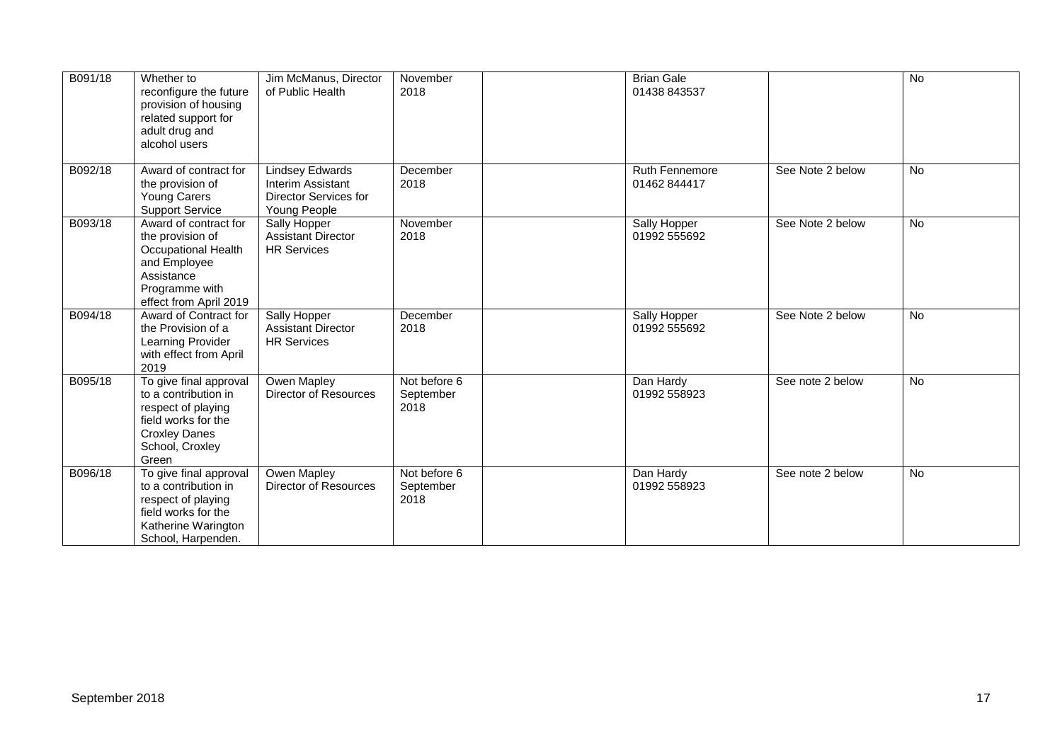| | | | | | | | |
|---|---|---|---|---|---|---|---|
| B091/18 | Whether to reconfigure the future provision of housing related support for adult drug and alcohol users | Jim McManus, Director of Public Health | November 2018 | | Brian Gale 01438 843537 | | No |
| B092/18 | Award of contract for the provision of Young Carers Support Service | Lindsey Edwards Interim Assistant Director Services for Young People | December 2018 | | Ruth Fennemore 01462 844417 | See Note 2 below | No |
| B093/18 | Award of contract for the provision of Occupational Health and Employee Assistance Programme with effect from April 2019 | Sally Hopper Assistant Director HR Services | November 2018 | | Sally Hopper 01992 555692 | See Note 2 below | No |
| B094/18 | Award of Contract for the Provision of a Learning Provider with effect from April 2019 | Sally Hopper Assistant Director HR Services | December 2018 | | Sally Hopper 01992 555692 | See Note 2 below | No |
| B095/18 | To give final approval to a contribution in respect of playing field works for the Croxley Danes School, Croxley Green | Owen Mapley Director of Resources | Not before 6 September 2018 | | Dan Hardy 01992 558923 | See note 2 below | No |
| B096/18 | To give final approval to a contribution in respect of playing field works for the Katherine Warington School, Harpenden. | Owen Mapley Director of Resources | Not before 6 September 2018 | | Dan Hardy 01992 558923 | See note 2 below | No |

September 2018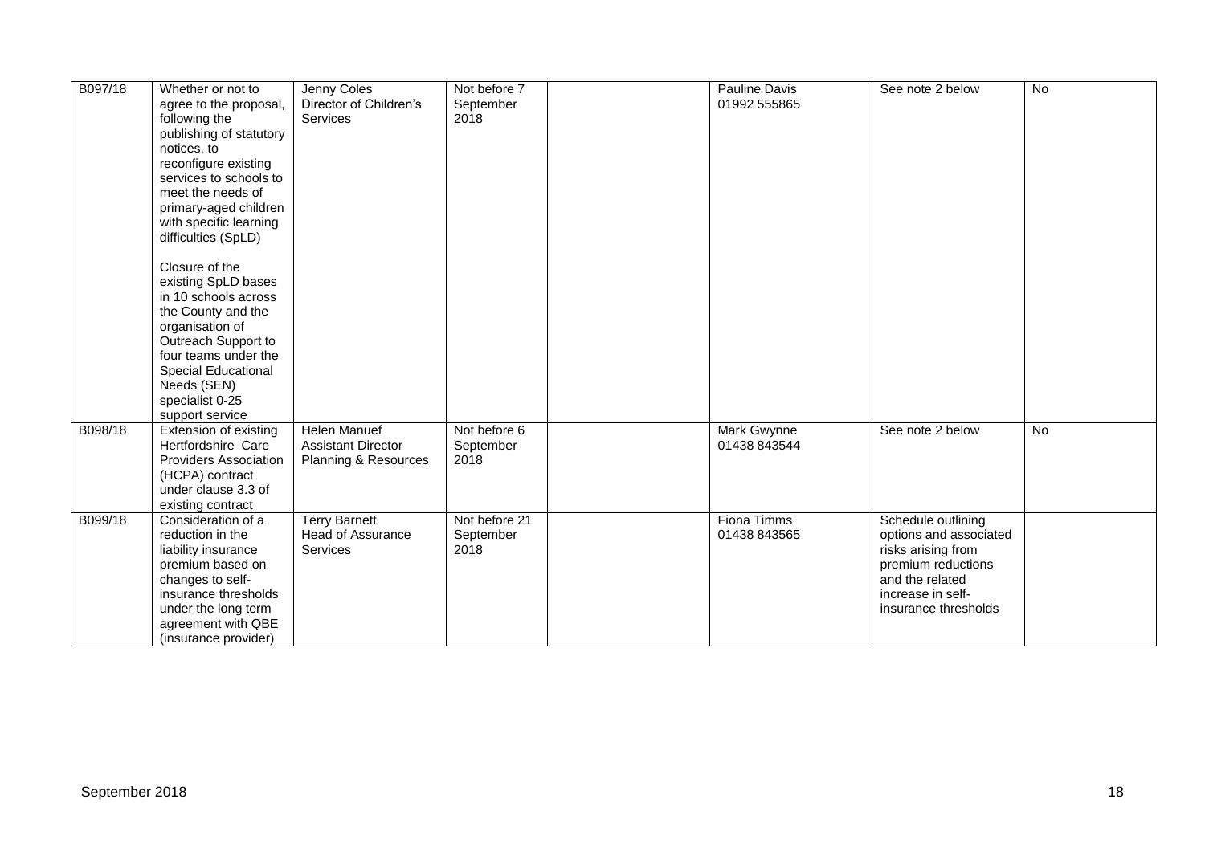| | | | | | | | |
|---|---|---|---|---|---|---|---|
| B097/18 | Whether or not to agree to the proposal, following the publishing of statutory notices, to reconfigure existing services to schools to meet the needs of primary-aged children with specific learning difficulties (SpLD)<br><br>Closure of the existing SpLD bases in 10 schools across the County and the organisation of Outreach Support to four teams under the Special Educational Needs (SEN) specialist 0-25 support service | Jenny Coles<br>Director of Children's Services | Not before 7 September 2018 | | Pauline Davis<br>01992 555865 | See note 2 below | No |
| B098/18 | Extension of existing Hertfordshire Care Providers Association (HCPA) contract under clause 3.3 of existing contract | Helen Manuef<br>Assistant Director Planning & Resources | Not before 6 September 2018 | | Mark Gwynne<br>01438 843544 | See note 2 below | No |
| B099/18 | Consideration of a reduction in the liability insurance premium based on changes to self-insurance thresholds under the long term agreement with QBE (insurance provider) | Terry Barnett<br>Head of Assurance Services | Not before 21 September 2018 | | Fiona Timms<br>01438 843565 | Schedule outlining options and associated risks arising from premium reductions and the related increase in self-insurance thresholds | |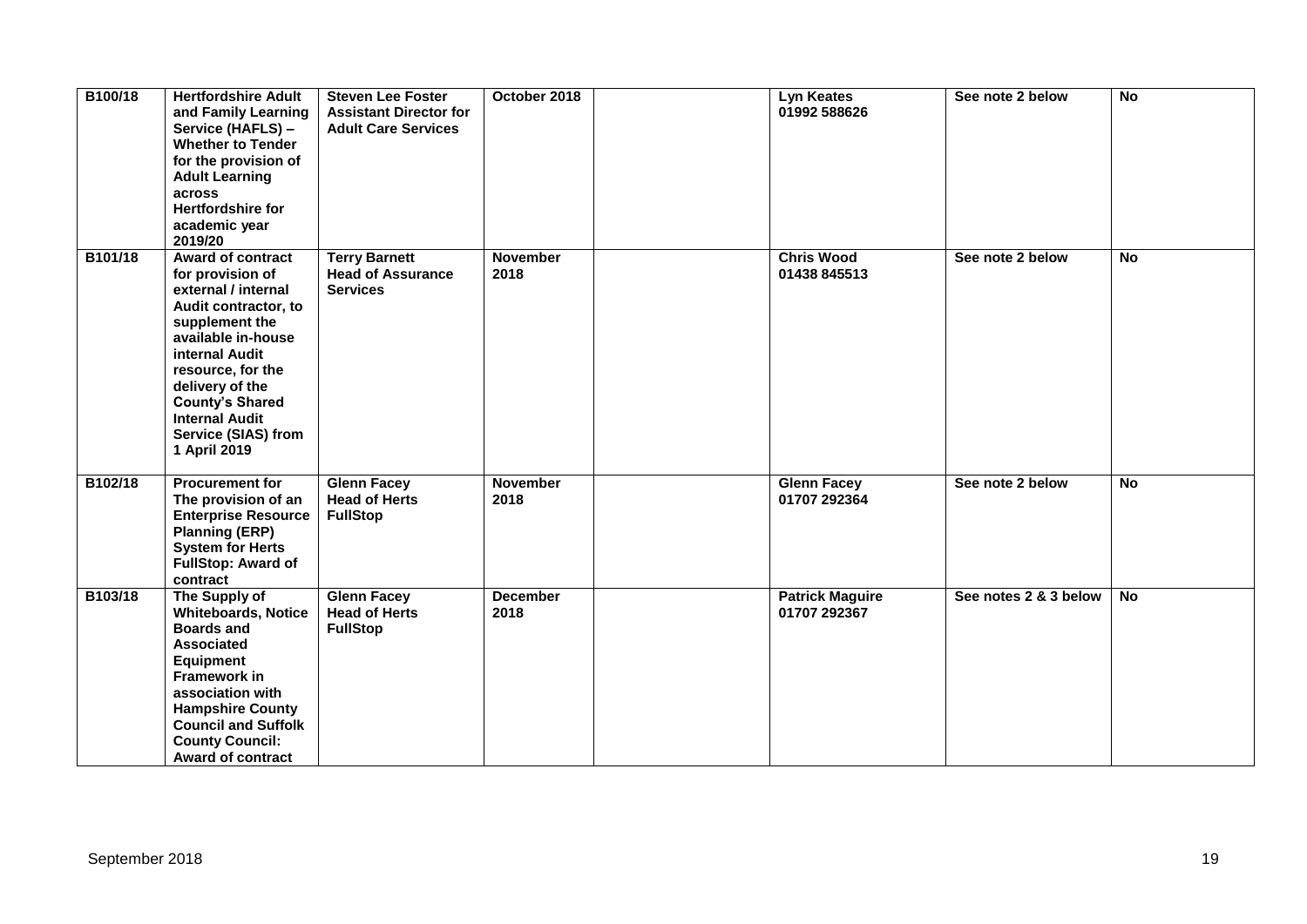| | | | | | | | |
|---|---|---|---|---|---|---|---|
| **B100/18** | **Hertfordshire Adult and Family Learning Service (HAFLS) – Whether to Tender for the provision of Adult Learning across Hertfordshire for academic year 2019/20** | **Steven Lee Foster Assistant Director for Adult Care Services** | **October 2018** | | **Lyn Keates 01992 588626** | **See note 2 below** | **No** |
| **B101/18** | **Award of contract for provision of external / internal Audit contractor, to supplement the available in-house internal Audit resource, for the delivery of the County's Shared Internal Audit Service (SIAS) from 1 April 2019** | **Terry Barnett Head of Assurance Services** | **November 2018** | | **Chris Wood 01438 845513** | **See note 2 below** | **No** |
| **B102/18** | **Procurement for The provision of an Enterprise Resource Planning (ERP) System for Herts FullStop: Award of contract** | **Glenn Facey Head of Herts FullStop** | **November 2018** | | **Glenn Facey 01707 292364** | **See note 2 below** | **No** |
| **B103/18** | **The Supply of Whiteboards, Notice Boards and Associated Equipment Framework in association with Hampshire County Council and Suffolk County Council: Award of contract** | **Glenn Facey Head of Herts FullStop** | **December 2018** | | **Patrick Maguire 01707 292367** | **See notes 2 & 3 below** | **No** |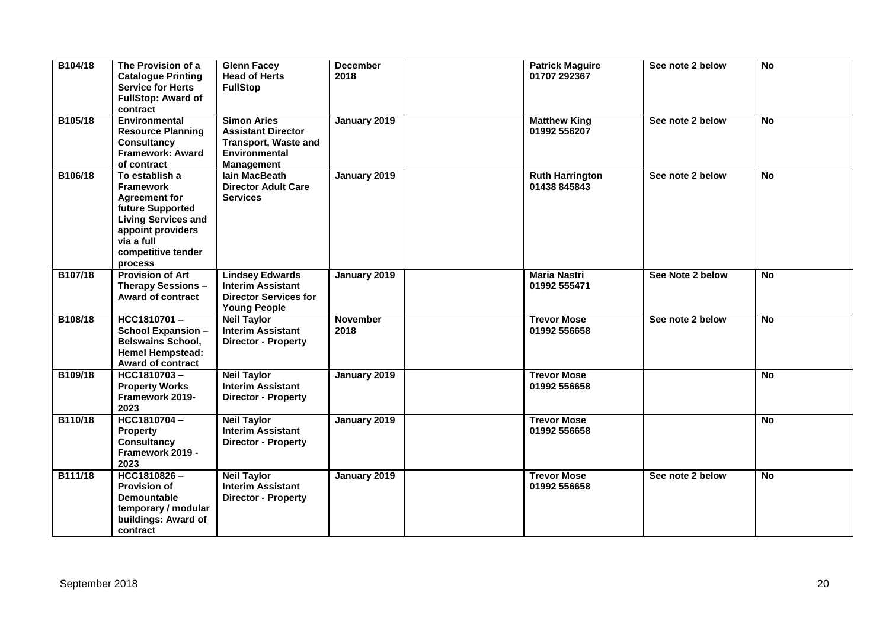| B104/18 | The Provision of a Catalogue Printing Service for Herts FullStop: Award of contract | Glenn Facey Head of Herts FullStop | December 2018 | | Patrick Maguire 01707 292367 | See note 2 below | No |
|---|---|---|---|---|---|---|---|
| B105/18 | Environmental Resource Planning Consultancy Framework: Award of contract | Simon Aries Assistant Director Transport, Waste and Environmental Management | January 2019 | | Matthew King 01992 556207 | See note 2 below | No |
| B106/18 | To establish a Framework Agreement for future Supported Living Services and appoint providers via a full competitive tender process | Iain MacBeath Director Adult Care Services | January 2019 | | Ruth Harrington 01438 845843 | See note 2 below | No |
| B107/18 | Provision of Art Therapy Sessions – Award of contract | Lindsey Edwards Interim Assistant Director Services for Young People | January 2019 | | Maria Nastri 01992 555471 | See Note 2 below | No |
| B108/18 | HCC1810701 – School Expansion – Belswains School, Hemel Hempstead: Award of contract | Neil Taylor Interim Assistant Director - Property | November 2018 | | Trevor Mose 01992 556658 | See note 2 below | No |
| B109/18 | HCC1810703 – Property Works Framework 2019-2023 | Neil Taylor Interim Assistant Director - Property | January 2019 | | Trevor Mose 01992 556658 | | No |
| B110/18 | HCC1810704 – Property Consultancy Framework 2019 - 2023 | Neil Taylor Interim Assistant Director - Property | January 2019 | | Trevor Mose 01992 556658 | | No |
| B111/18 | HCC1810826 – Provision of Demountable temporary / modular buildings: Award of contract | Neil Taylor Interim Assistant Director - Property | January 2019 | | Trevor Mose 01992 556658 | See note 2 below | No |

September 2018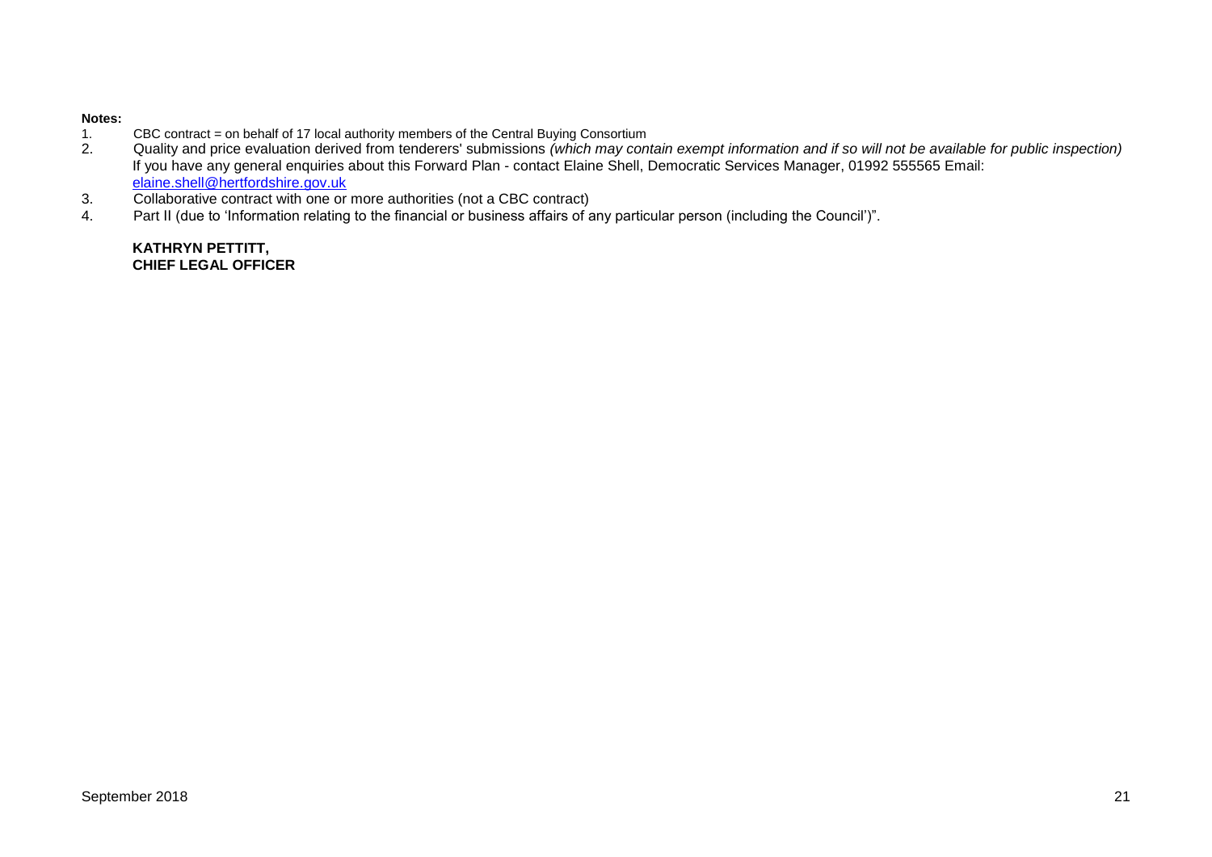**Notes:**

1. CBC contract = on behalf of 17 local authority members of the Central Buying Consortium
2. Quality and price evaluation derived from tenderers' submissions *(which may contain exempt information and if so will not be available for public inspection)*
   If you have any general enquiries about this Forward Plan - contact Elaine Shell, Democratic Services Manager, 01992 555565 Email: elaine.shell@hertfordshire.gov.uk
3. Collaborative contract with one or more authorities (not a CBC contract)
4. Part II (due to 'Information relating to the financial or business affairs of any particular person (including the Council')".

**KATHRYN PETTITT,**
**CHIEF LEGAL OFFICER**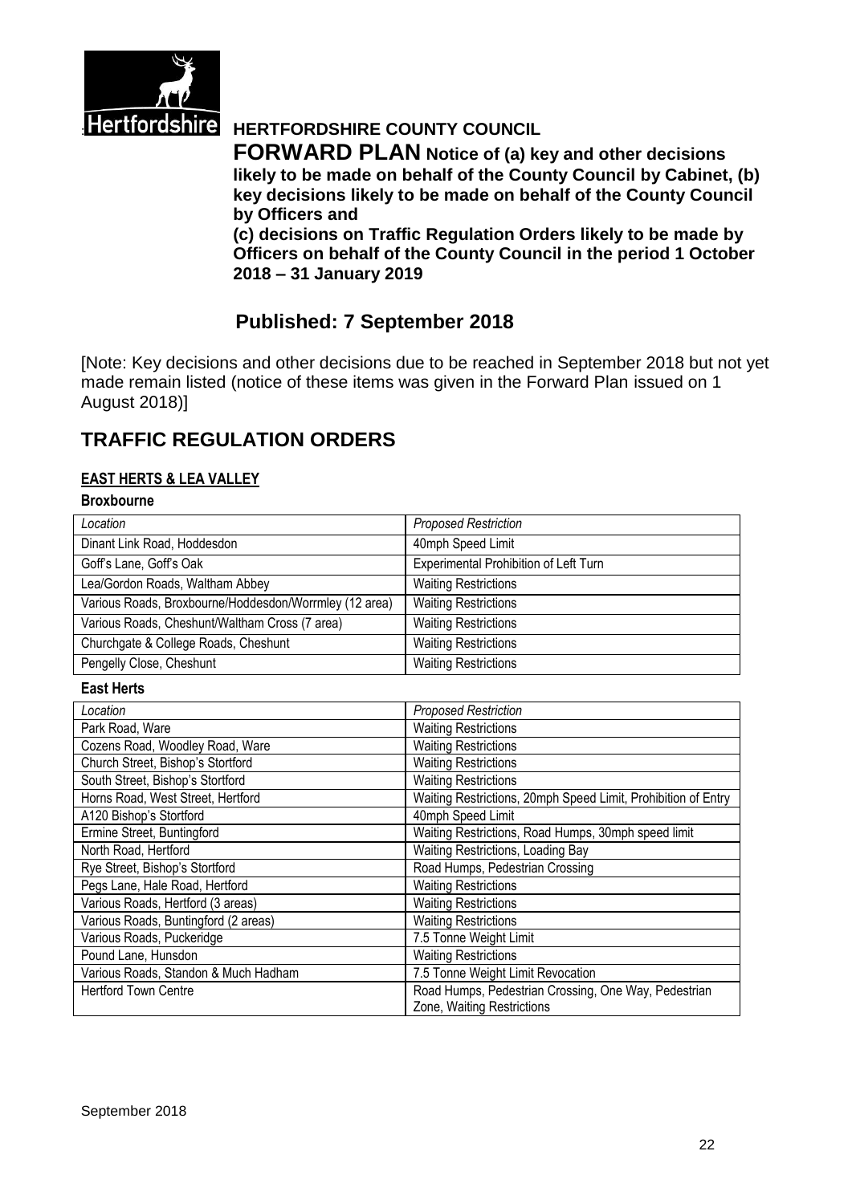Hertfordshire

**HERTFORDSHIRE COUNTY COUNCIL**

# FORWARD PLAN Notice of (a) key and other decisions likely to be made on behalf of the County Council by Cabinet, (b) key decisions likely to be made on behalf of the County Council by Officers and (c) decisions on Traffic Regulation Orders likely to be made by Officers on behalf of the County Council in the period 1 October 2018 – 31 January 2019

## Published: 7 September 2018

[Note: Key decisions and other decisions due to be reached in September 2018 but not yet made remain listed (notice of these items was given in the Forward Plan issued on 1 August 2018)]

# TRAFFIC REGULATION ORDERS

### EAST HERTS & LEA VALLEY

**Broxbourne**

| *Location* | *Proposed Restriction* |
|---|---|
| Dinant Link Road, Hoddesdon | 40mph Speed Limit |
| Goff's Lane, Goff's Oak | Experimental Prohibition of Left Turn |
| Lea/Gordon Roads, Waltham Abbey | Waiting Restrictions |
| Various Roads, Broxbourne/Hoddesdon/Worrmley (12 area) | Waiting Restrictions |
| Various Roads, Cheshunt/Waltham Cross (7 area) | Waiting Restrictions |
| Churchgate & College Roads, Cheshunt | Waiting Restrictions |
| Pengelly Close, Cheshunt | Waiting Restrictions |

**East Herts**

| *Location* | *Proposed Restriction* |
|---|---|
| Park Road, Ware | Waiting Restrictions |
| Cozens Road, Woodley Road, Ware | Waiting Restrictions |
| Church Street, Bishop's Stortford | Waiting Restrictions |
| South Street, Bishop's Stortford | Waiting Restrictions |
| Horns Road, West Street, Hertford | Waiting Restrictions, 20mph Speed Limit, Prohibition of Entry |
| A120 Bishop's Stortford | 40mph Speed Limit |
| Ermine Street, Buntingford | Waiting Restrictions, Road Humps, 30mph speed limit |
| North Road, Hertford | Waiting Restrictions, Loading Bay |
| Rye Street, Bishop's Stortford | Road Humps, Pedestrian Crossing |
| Pegs Lane, Hale Road, Hertford | Waiting Restrictions |
| Various Roads, Hertford (3 areas) | Waiting Restrictions |
| Various Roads, Buntingford (2 areas) | Waiting Restrictions |
| Various Roads, Puckeridge | 7.5 Tonne Weight Limit |
| Pound Lane, Hunsdon | Waiting Restrictions |
| Various Roads, Standon & Much Hadham | 7.5 Tonne Weight Limit Revocation |
| Hertford Town Centre | Road Humps, Pedestrian Crossing, One Way, Pedestrian Zone, Waiting Restrictions |

September 2018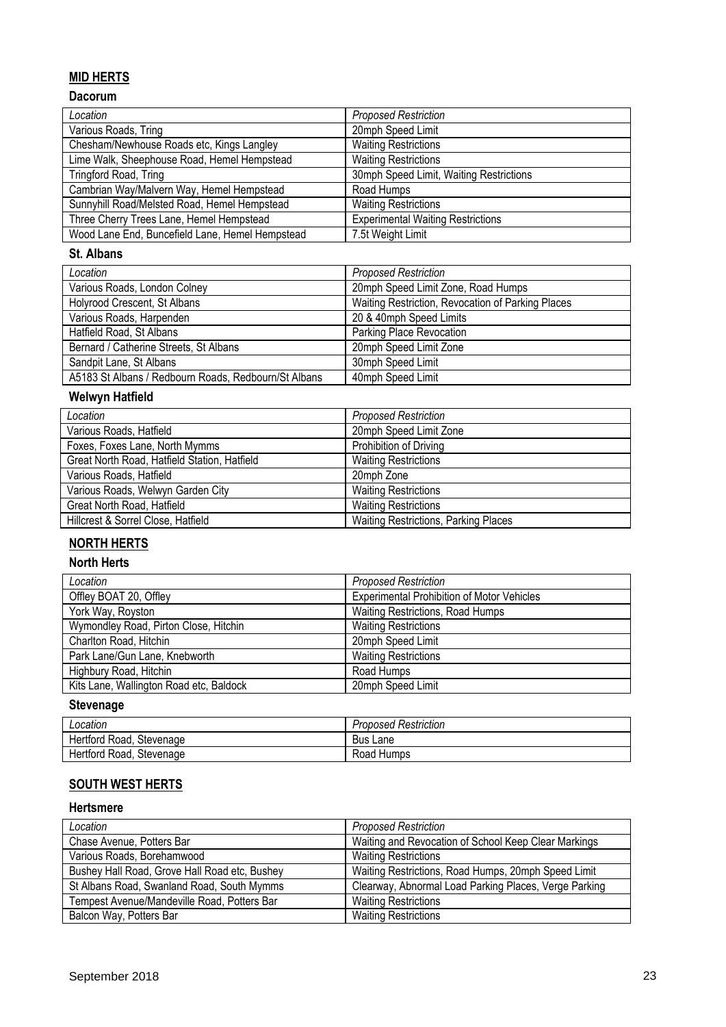## MID HERTS

### Dacorum

| *Location* | *Proposed Restriction* |
|---|---|
| Various Roads, Tring | 20mph Speed Limit |
| Chesham/Newhouse Roads etc, Kings Langley | Waiting Restrictions |
| Lime Walk, Sheephouse Road, Hemel Hempstead | Waiting Restrictions |
| Tringford Road, Tring | 30mph Speed Limit, Waiting Restrictions |
| Cambrian Way/Malvern Way, Hemel Hempstead | Road Humps |
| Sunnyhill Road/Melsted Road, Hemel Hempstead | Waiting Restrictions |
| Three Cherry Trees Lane, Hemel Hempstead | Experimental Waiting Restrictions |
| Wood Lane End, Buncefield Lane, Hemel Hempstead | 7.5t Weight Limit |

### St. Albans

| *Location* | *Proposed Restriction* |
|---|---|
| Various Roads, London Colney | 20mph Speed Limit Zone, Road Humps |
| Holyrood Crescent, St Albans | Waiting Restriction, Revocation of Parking Places |
| Various Roads, Harpenden | 20 & 40mph Speed Limits |
| Hatfield Road, St Albans | Parking Place Revocation |
| Bernard / Catherine Streets, St Albans | 20mph Speed Limit Zone |
| Sandpit Lane, St Albans | 30mph Speed Limit |
| A5183 St Albans / Redbourn Roads, Redbourn/St Albans | 40mph Speed Limit |

### Welwyn Hatfield

| *Location* | *Proposed Restriction* |
|---|---|
| Various Roads, Hatfield | 20mph Speed Limit Zone |
| Foxes, Foxes Lane, North Mymms | Prohibition of Driving |
| Great North Road, Hatfield Station, Hatfield | Waiting Restrictions |
| Various Roads, Hatfield | 20mph Zone |
| Various Roads, Welwyn Garden City | Waiting Restrictions |
| Great North Road, Hatfield | Waiting Restrictions |
| Hillcrest & Sorrel Close, Hatfield | Waiting Restrictions, Parking Places |

## NORTH HERTS

### North Herts

| *Location* | *Proposed Restriction* |
|---|---|
| Offley BOAT 20, Offley | Experimental Prohibition of Motor Vehicles |
| York Way, Royston | Waiting Restrictions, Road Humps |
| Wymondley Road, Pirton Close, Hitchin | Waiting Restrictions |
| Charlton Road, Hitchin | 20mph Speed Limit |
| Park Lane/Gun Lane, Knebworth | Waiting Restrictions |
| Highbury Road, Hitchin | Road Humps |
| Kits Lane, Wallington Road etc, Baldock | 20mph Speed Limit |

### Stevenage

| *Location* | *Proposed Restriction* |
|---|---|
| Hertford Road, Stevenage | Bus Lane |
| Hertford Road, Stevenage | Road Humps |

## SOUTH WEST HERTS

### Hertsmere

| *Location* | *Proposed Restriction* |
|---|---|
| Chase Avenue, Potters Bar | Waiting and Revocation of School Keep Clear Markings |
| Various Roads, Borehamwood | Waiting Restrictions |
| Bushey Hall Road, Grove Hall Road etc, Bushey | Waiting Restrictions, Road Humps, 20mph Speed Limit |
| St Albans Road, Swanland Road, South Mymms | Clearway, Abnormal Load Parking Places, Verge Parking |
| Tempest Avenue/Mandeville Road, Potters Bar | Waiting Restrictions |
| Balcon Way, Potters Bar | Waiting Restrictions |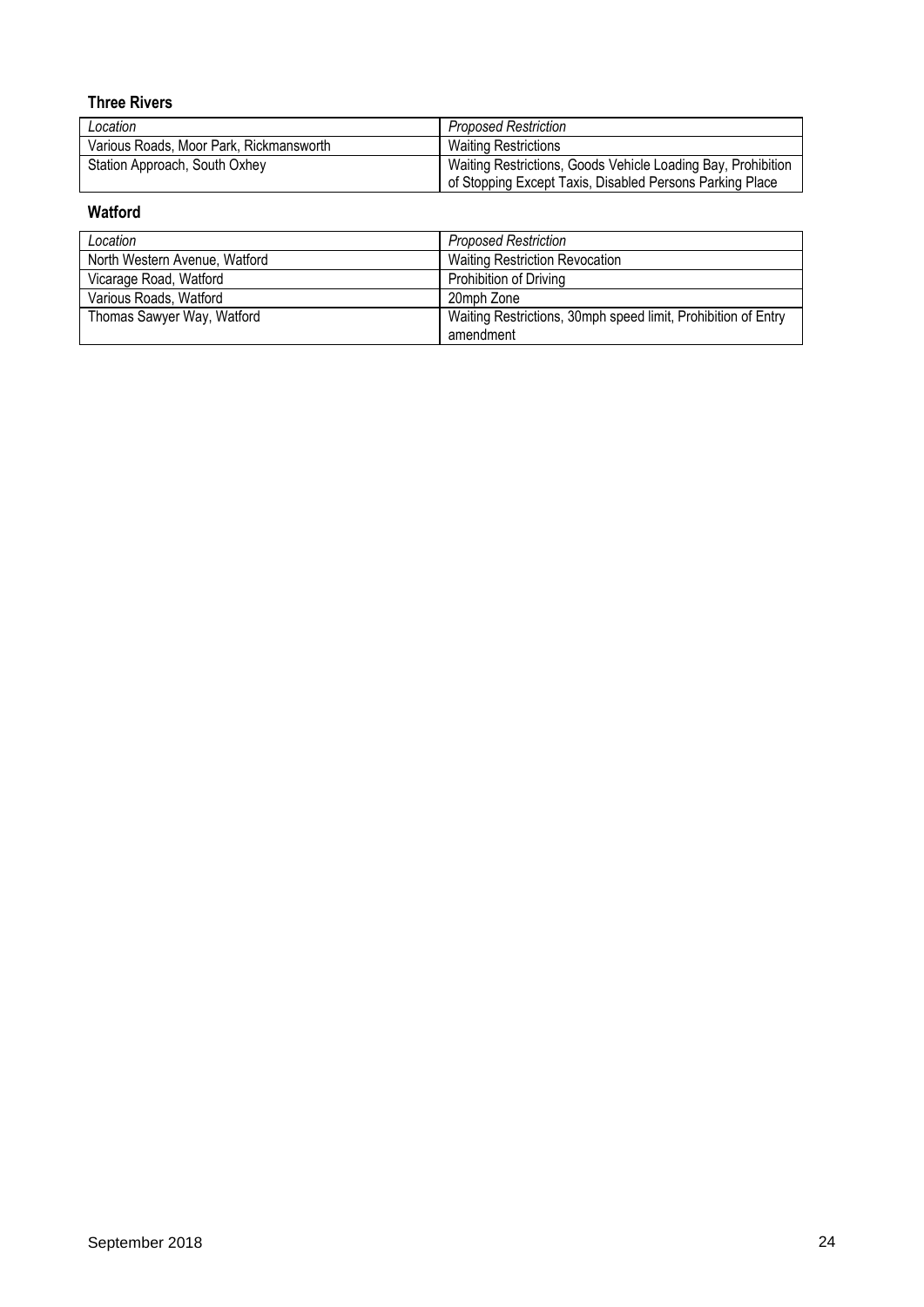**Three Rivers**

| *Location* | *Proposed Restriction* |
| --- | --- |
| Various Roads, Moor Park, Rickmansworth | Waiting Restrictions |
| Station Approach, South Oxhey | Waiting Restrictions, Goods Vehicle Loading Bay, Prohibition of Stopping Except Taxis, Disabled Persons Parking Place |

**Watford**

| *Location* | *Proposed Restriction* |
| --- | --- |
| North Western Avenue, Watford | Waiting Restriction Revocation |
| Vicarage Road, Watford | Prohibition of Driving |
| Various Roads, Watford | 20mph Zone |
| Thomas Sawyer Way, Watford | Waiting Restrictions, 30mph speed limit, Prohibition of Entry amendment |

September 2018